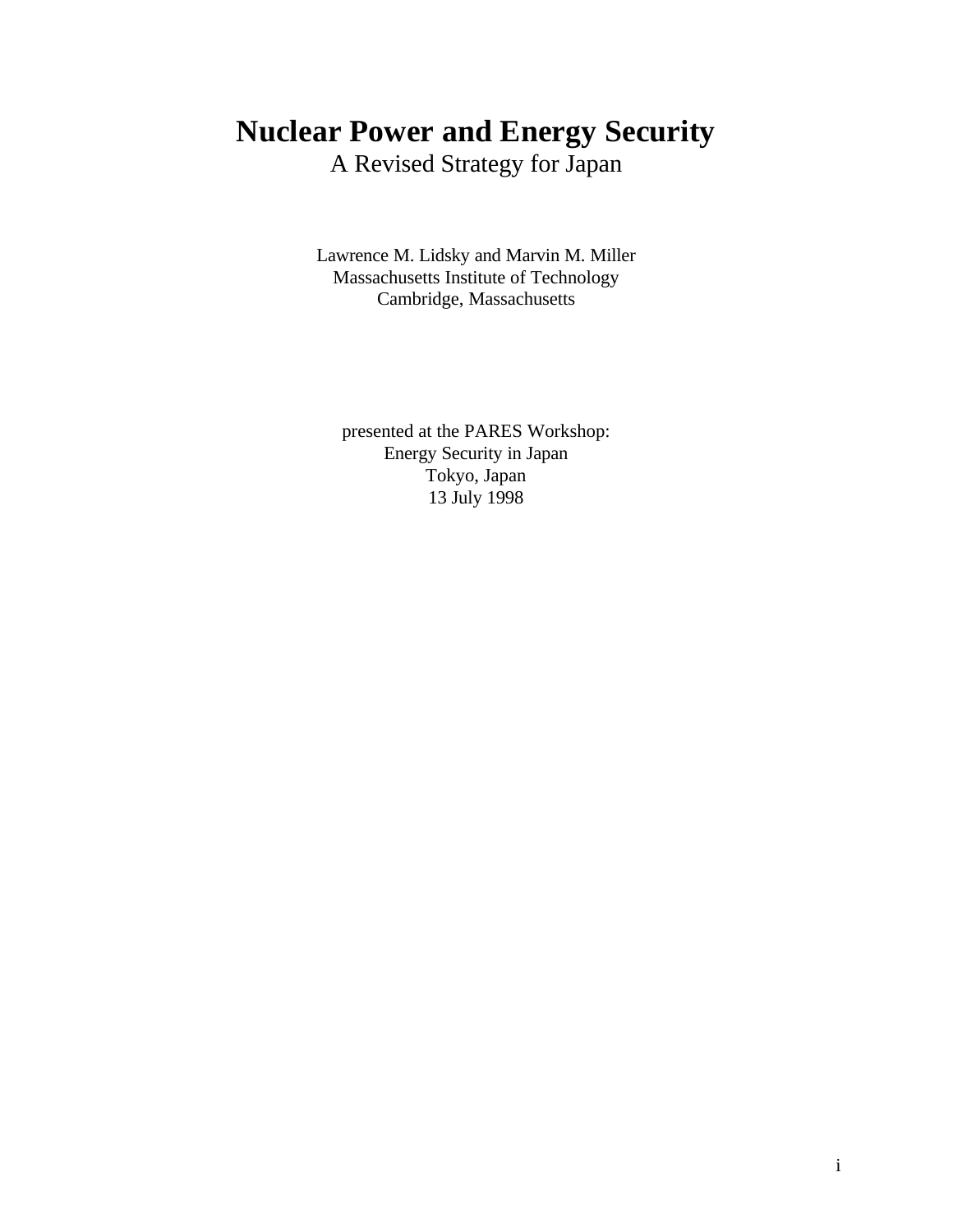# Nuclear Power and Energy Security

A Revised Strategy for Japan

Lawrence M. Lidsky and Marvin M. Miller
Massachusetts Institute of Technology
Cambridge, Massachusetts

presented at the PARES Workshop:
Energy Security in Japan
Tokyo, Japan
13 July 1998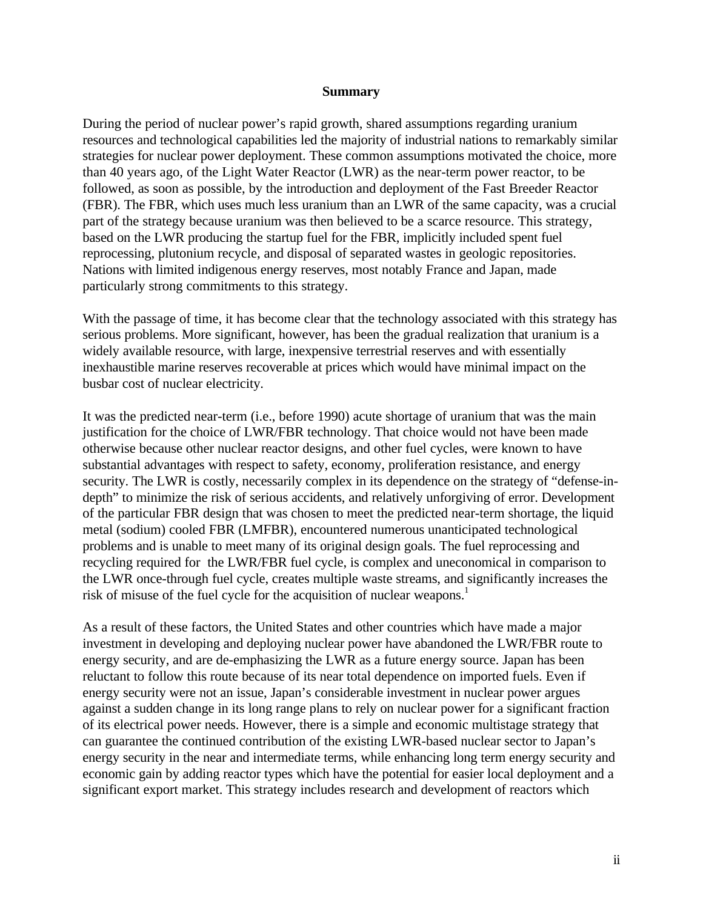## Summary

During the period of nuclear power's rapid growth, shared assumptions regarding uranium resources and technological capabilities led the majority of industrial nations to remarkably similar strategies for nuclear power deployment. These common assumptions motivated the choice, more than 40 years ago, of the Light Water Reactor (LWR) as the near-term power reactor, to be followed, as soon as possible, by the introduction and deployment of the Fast Breeder Reactor (FBR). The FBR, which uses much less uranium than an LWR of the same capacity, was a crucial part of the strategy because uranium was then believed to be a scarce resource. This strategy, based on the LWR producing the startup fuel for the FBR, implicitly included spent fuel reprocessing, plutonium recycle, and disposal of separated wastes in geologic repositories. Nations with limited indigenous energy reserves, most notably France and Japan, made particularly strong commitments to this strategy.

With the passage of time, it has become clear that the technology associated with this strategy has serious problems. More significant, however, has been the gradual realization that uranium is a widely available resource, with large, inexpensive terrestrial reserves and with essentially inexhaustible marine reserves recoverable at prices which would have minimal impact on the busbar cost of nuclear electricity.

It was the predicted near-term (i.e., before 1990) acute shortage of uranium that was the main justification for the choice of LWR/FBR technology. That choice would not have been made otherwise because other nuclear reactor designs, and other fuel cycles, were known to have substantial advantages with respect to safety, economy, proliferation resistance, and energy security. The LWR is costly, necessarily complex in its dependence on the strategy of "defense-in-depth" to minimize the risk of serious accidents, and relatively unforgiving of error. Development of the particular FBR design that was chosen to meet the predicted near-term shortage, the liquid metal (sodium) cooled FBR (LMFBR), encountered numerous unanticipated technological problems and is unable to meet many of its original design goals. The fuel reprocessing and recycling required for the LWR/FBR fuel cycle, is complex and uneconomical in comparison to the LWR once-through fuel cycle, creates multiple waste streams, and significantly increases the risk of misuse of the fuel cycle for the acquisition of nuclear weapons.[1]

As a result of these factors, the United States and other countries which have made a major investment in developing and deploying nuclear power have abandoned the LWR/FBR route to energy security, and are de-emphasizing the LWR as a future energy source. Japan has been reluctant to follow this route because of its near total dependence on imported fuels. Even if energy security were not an issue, Japan's considerable investment in nuclear power argues against a sudden change in its long range plans to rely on nuclear power for a significant fraction of its electrical power needs. However, there is a simple and economic multistage strategy that can guarantee the continued contribution of the existing LWR-based nuclear sector to Japan's energy security in the near and intermediate terms, while enhancing long term energy security and economic gain by adding reactor types which have the potential for easier local deployment and a significant export market. This strategy includes research and development of reactors which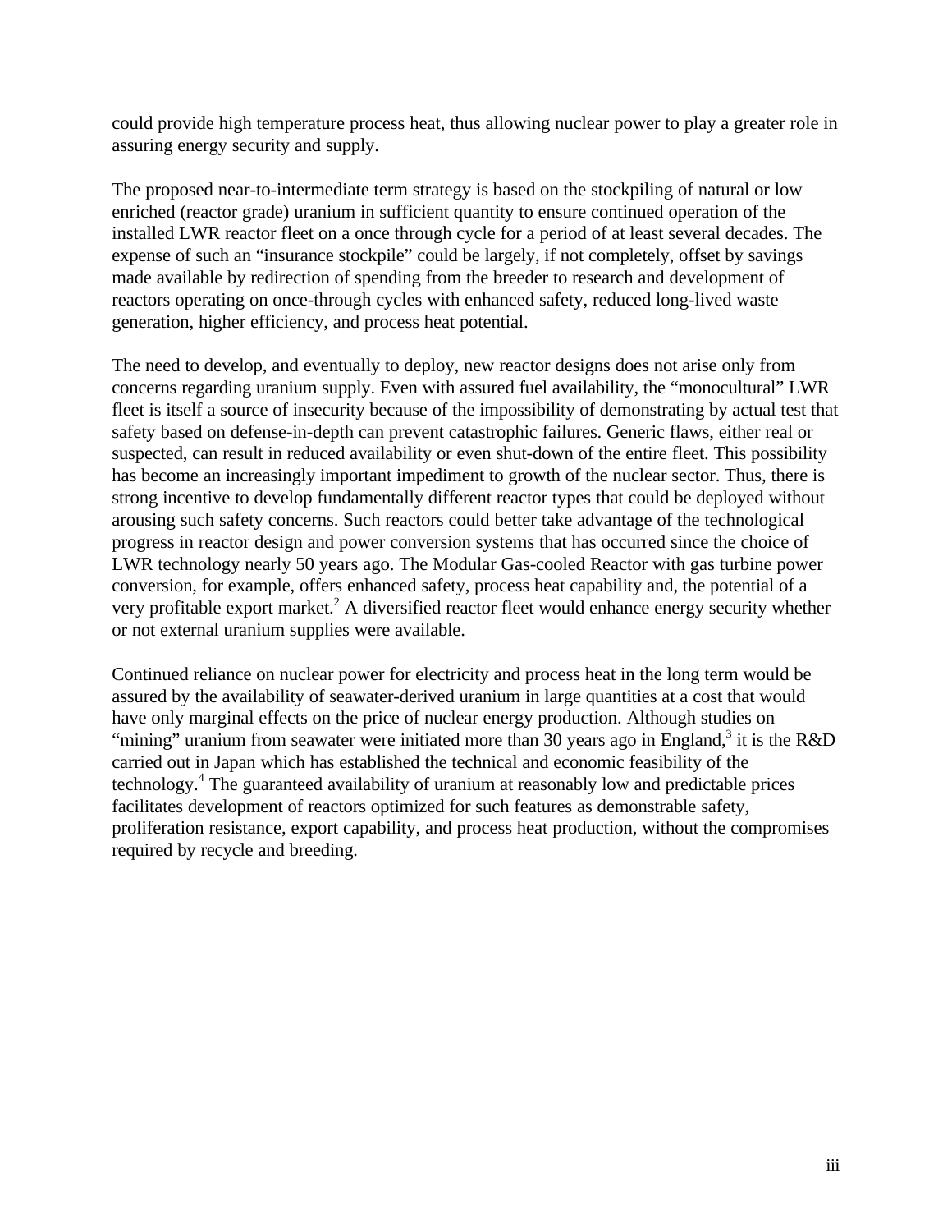could provide high temperature process heat, thus allowing nuclear power to play a greater role in assuring energy security and supply.

The proposed near-to-intermediate term strategy is based on the stockpiling of natural or low enriched (reactor grade) uranium in sufficient quantity to ensure continued operation of the installed LWR reactor fleet on a once through cycle for a period of at least several decades. The expense of such an "insurance stockpile" could be largely, if not completely, offset by savings made available by redirection of spending from the breeder to research and development of reactors operating on once-through cycles with enhanced safety, reduced long-lived waste generation, higher efficiency, and process heat potential.

The need to develop, and eventually to deploy, new reactor designs does not arise only from concerns regarding uranium supply. Even with assured fuel availability, the "monocultural" LWR fleet is itself a source of insecurity because of the impossibility of demonstrating by actual test that safety based on defense-in-depth can prevent catastrophic failures. Generic flaws, either real or suspected, can result in reduced availability or even shut-down of the entire fleet. This possibility has become an increasingly important impediment to growth of the nuclear sector. Thus, there is strong incentive to develop fundamentally different reactor types that could be deployed without arousing such safety concerns. Such reactors could better take advantage of the technological progress in reactor design and power conversion systems that has occurred since the choice of LWR technology nearly 50 years ago. The Modular Gas-cooled Reactor with gas turbine power conversion, for example, offers enhanced safety, process heat capability and, the potential of a very profitable export market.[2] A diversified reactor fleet would enhance energy security whether or not external uranium supplies were available.

Continued reliance on nuclear power for electricity and process heat in the long term would be assured by the availability of seawater-derived uranium in large quantities at a cost that would have only marginal effects on the price of nuclear energy production. Although studies on "mining" uranium from seawater were initiated more than 30 years ago in England,[3] it is the R&D carried out in Japan which has established the technical and economic feasibility of the technology.[4] The guaranteed availability of uranium at reasonably low and predictable prices facilitates development of reactors optimized for such features as demonstrable safety, proliferation resistance, export capability, and process heat production, without the compromises required by recycle and breeding.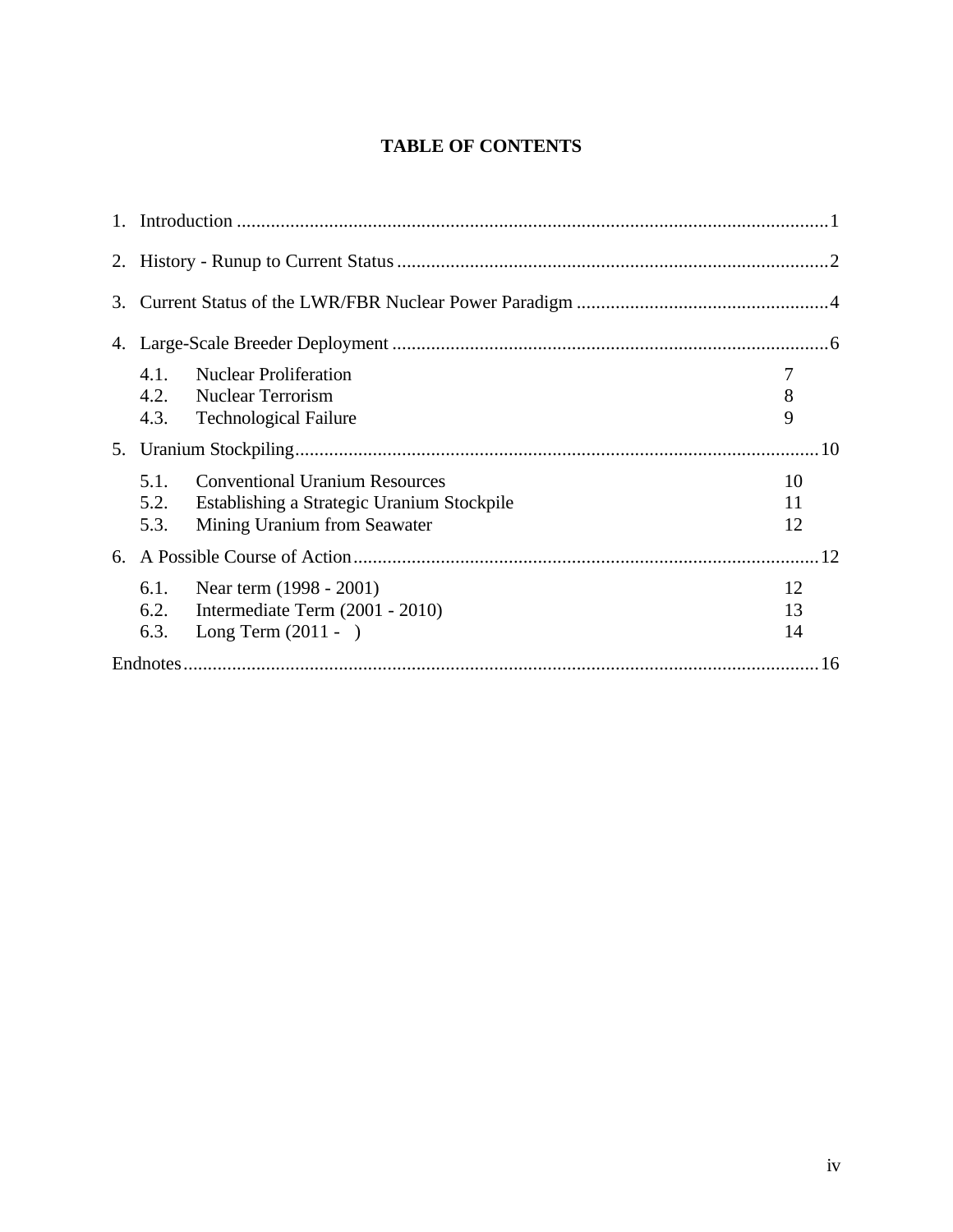# TABLE OF CONTENTS

1. Introduction .......................................................................................................................1
2. History - Runup to Current Status .........................................................................................2
3. Current Status of the LWR/FBR Nuclear Power Paradigm ....................................................4
4. Large-Scale Breeder Deployment ..........................................................................................6
   - 4.1. Nuclear Proliferation 7
   - 4.2. Nuclear Terrorism 8
   - 4.3. Technological Failure 9
5. Uranium Stockpiling...........................................................................................................10
   - 5.1. Conventional Uranium Resources 10
   - 5.2. Establishing a Strategic Uranium Stockpile 11
   - 5.3. Mining Uranium from Seawater 12
6. A Possible Course of Action................................................................................................12
   - 6.1. Near term (1998 - 2001) 12
   - 6.2. Intermediate Term (2001 - 2010) 13
   - 6.3. Long Term (2011 - ) 14

Endnotes..................................................................................................................................16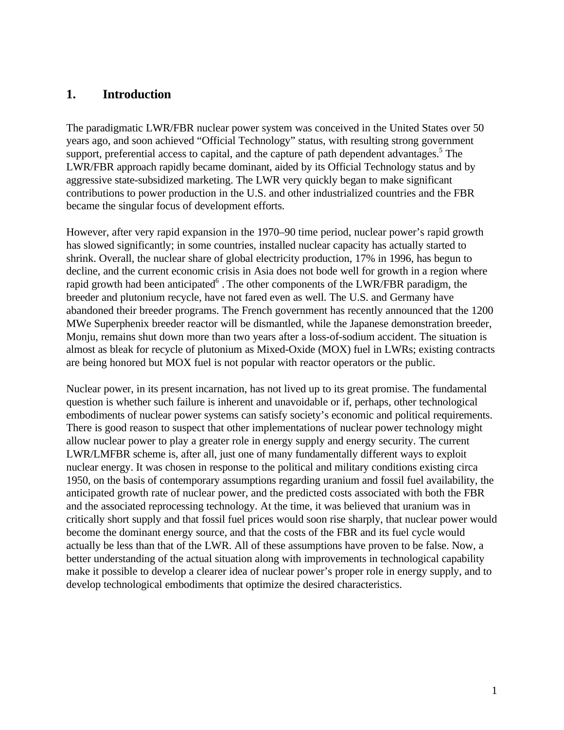# 1. Introduction

The paradigmatic LWR/FBR nuclear power system was conceived in the United States over 50 years ago, and soon achieved "Official Technology" status, with resulting strong government support, preferential access to capital, and the capture of path dependent advantages.[5] The LWR/FBR approach rapidly became dominant, aided by its Official Technology status and by aggressive state-subsidized marketing. The LWR very quickly began to make significant contributions to power production in the U.S. and other industrialized countries and the FBR became the singular focus of development efforts.

However, after very rapid expansion in the 1970–90 time period, nuclear power's rapid growth has slowed significantly; in some countries, installed nuclear capacity has actually started to shrink. Overall, the nuclear share of global electricity production, 17% in 1996, has begun to decline, and the current economic crisis in Asia does not bode well for growth in a region where rapid growth had been anticipated[6] . The other components of the LWR/FBR paradigm, the breeder and plutonium recycle, have not fared even as well. The U.S. and Germany have abandoned their breeder programs. The French government has recently announced that the 1200 MWe Superphenix breeder reactor will be dismantled, while the Japanese demonstration breeder, Monju, remains shut down more than two years after a loss-of-sodium accident. The situation is almost as bleak for recycle of plutonium as Mixed-Oxide (MOX) fuel in LWRs; existing contracts are being honored but MOX fuel is not popular with reactor operators or the public.

Nuclear power, in its present incarnation, has not lived up to its great promise. The fundamental question is whether such failure is inherent and unavoidable or if, perhaps, other technological embodiments of nuclear power systems can satisfy society's economic and political requirements. There is good reason to suspect that other implementations of nuclear power technology might allow nuclear power to play a greater role in energy supply and energy security. The current LWR/LMFBR scheme is, after all, just one of many fundamentally different ways to exploit nuclear energy. It was chosen in response to the political and military conditions existing circa 1950, on the basis of contemporary assumptions regarding uranium and fossil fuel availability, the anticipated growth rate of nuclear power, and the predicted costs associated with both the FBR and the associated reprocessing technology. At the time, it was believed that uranium was in critically short supply and that fossil fuel prices would soon rise sharply, that nuclear power would become the dominant energy source, and that the costs of the FBR and its fuel cycle would actually be less than that of the LWR. All of these assumptions have proven to be false. Now, a better understanding of the actual situation along with improvements in technological capability make it possible to develop a clearer idea of nuclear power's proper role in energy supply, and to develop technological embodiments that optimize the desired characteristics.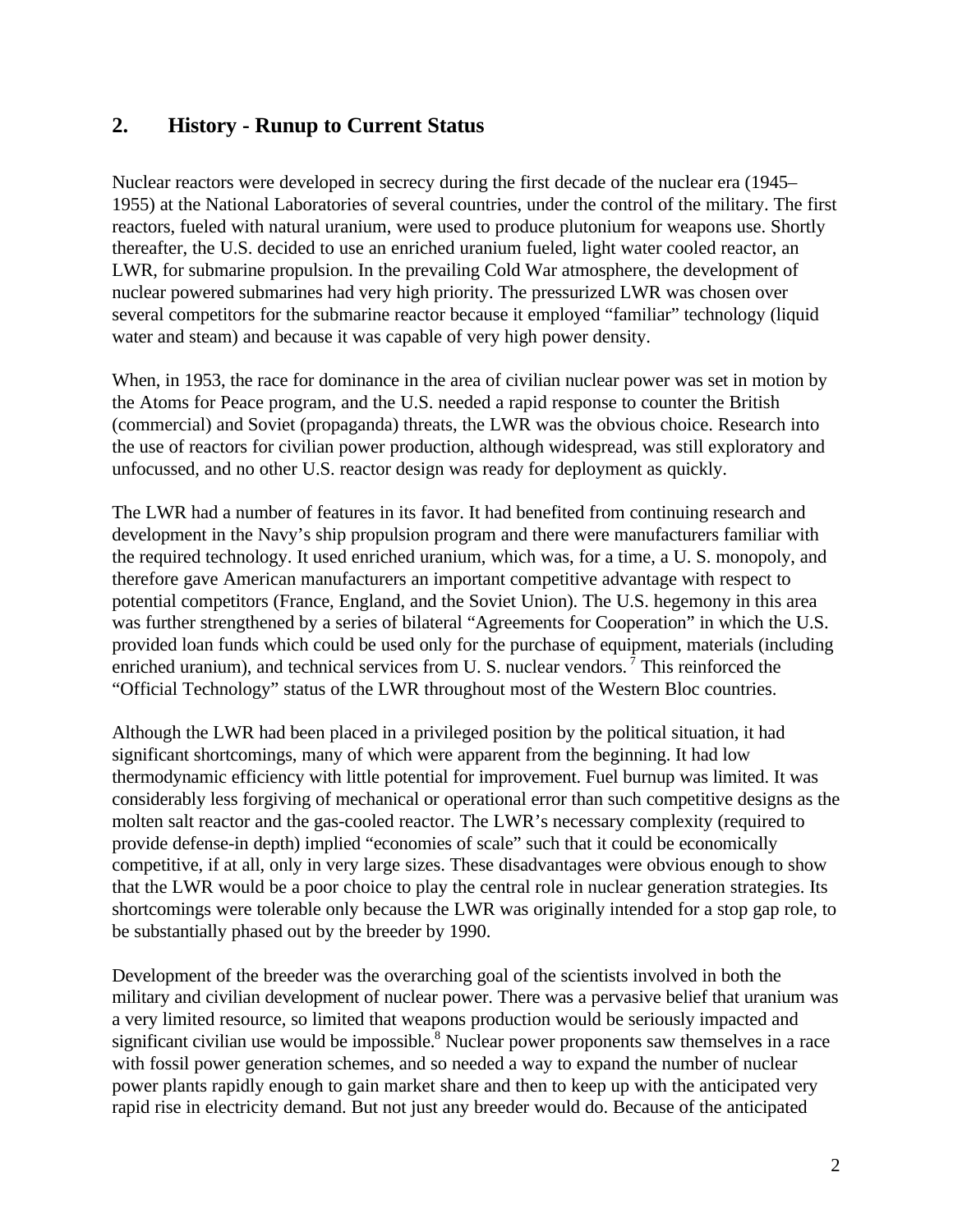## 2. History - Runup to Current Status

Nuclear reactors were developed in secrecy during the first decade of the nuclear era (1945–1955) at the National Laboratories of several countries, under the control of the military. The first reactors, fueled with natural uranium, were used to produce plutonium for weapons use. Shortly thereafter, the U.S. decided to use an enriched uranium fueled, light water cooled reactor, an LWR, for submarine propulsion. In the prevailing Cold War atmosphere, the development of nuclear powered submarines had very high priority. The pressurized LWR was chosen over several competitors for the submarine reactor because it employed "familiar" technology (liquid water and steam) and because it was capable of very high power density.

When, in 1953, the race for dominance in the area of civilian nuclear power was set in motion by the Atoms for Peace program, and the U.S. needed a rapid response to counter the British (commercial) and Soviet (propaganda) threats, the LWR was the obvious choice. Research into the use of reactors for civilian power production, although widespread, was still exploratory and unfocussed, and no other U.S. reactor design was ready for deployment as quickly.

The LWR had a number of features in its favor. It had benefited from continuing research and development in the Navy's ship propulsion program and there were manufacturers familiar with the required technology. It used enriched uranium, which was, for a time, a U. S. monopoly, and therefore gave American manufacturers an important competitive advantage with respect to potential competitors (France, England, and the Soviet Union). The U.S. hegemony in this area was further strengthened by a series of bilateral "Agreements for Cooperation" in which the U.S. provided loan funds which could be used only for the purchase of equipment, materials (including enriched uranium), and technical services from U. S. nuclear vendors. [7] This reinforced the "Official Technology" status of the LWR throughout most of the Western Bloc countries.

Although the LWR had been placed in a privileged position by the political situation, it had significant shortcomings, many of which were apparent from the beginning. It had low thermodynamic efficiency with little potential for improvement. Fuel burnup was limited. It was considerably less forgiving of mechanical or operational error than such competitive designs as the molten salt reactor and the gas-cooled reactor. The LWR's necessary complexity (required to provide defense-in depth) implied "economies of scale" such that it could be economically competitive, if at all, only in very large sizes. These disadvantages were obvious enough to show that the LWR would be a poor choice to play the central role in nuclear generation strategies. Its shortcomings were tolerable only because the LWR was originally intended for a stop gap role, to be substantially phased out by the breeder by 1990.

Development of the breeder was the overarching goal of the scientists involved in both the military and civilian development of nuclear power. There was a pervasive belief that uranium was a very limited resource, so limited that weapons production would be seriously impacted and significant civilian use would be impossible.[8] Nuclear power proponents saw themselves in a race with fossil power generation schemes, and so needed a way to expand the number of nuclear power plants rapidly enough to gain market share and then to keep up with the anticipated very rapid rise in electricity demand. But not just any breeder would do. Because of the anticipated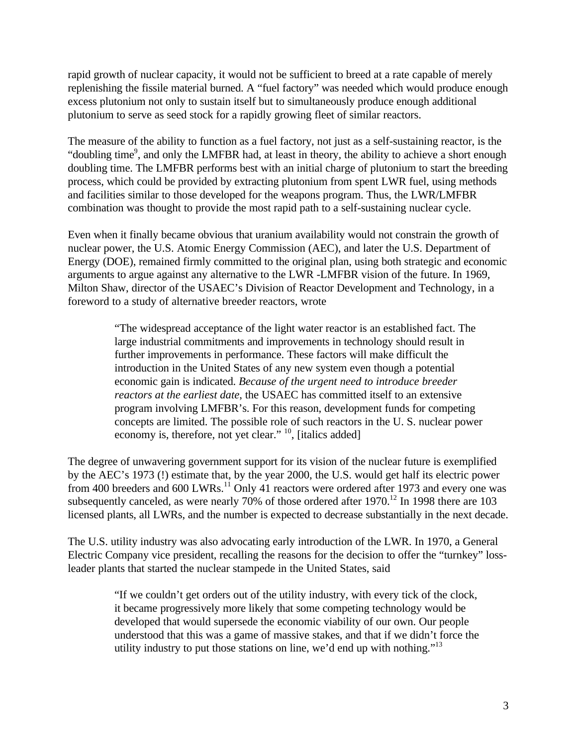rapid growth of nuclear capacity, it would not be sufficient to breed at a rate capable of merely replenishing the fissile material burned. A "fuel factory" was needed which would produce enough excess plutonium not only to sustain itself but to simultaneously produce enough additional plutonium to serve as seed stock for a rapidly growing fleet of similar reactors.

The measure of the ability to function as a fuel factory, not just as a self-sustaining reactor, is the "doubling time[9], and only the LMFBR had, at least in theory, the ability to achieve a short enough doubling time. The LMFBR performs best with an initial charge of plutonium to start the breeding process, which could be provided by extracting plutonium from spent LWR fuel, using methods and facilities similar to those developed for the weapons program. Thus, the LWR/LMFBR combination was thought to provide the most rapid path to a self-sustaining nuclear cycle.

Even when it finally became obvious that uranium availability would not constrain the growth of nuclear power, the U.S. Atomic Energy Commission (AEC), and later the U.S. Department of Energy (DOE), remained firmly committed to the original plan, using both strategic and economic arguments to argue against any alternative to the LWR -LMFBR vision of the future. In 1969, Milton Shaw, director of the USAEC's Division of Reactor Development and Technology, in a foreword to a study of alternative breeder reactors, wrote

> "The widespread acceptance of the light water reactor is an established fact. The large industrial commitments and improvements in technology should result in further improvements in performance. These factors will make difficult the introduction in the United States of any new system even though a potential economic gain is indicated. *Because of the urgent need to introduce breeder reactors at the earliest date*, the USAEC has committed itself to an extensive program involving LMFBR's. For this reason, development funds for competing concepts are limited. The possible role of such reactors in the U. S. nuclear power economy is, therefore, not yet clear." [10], [italics added]

The degree of unwavering government support for its vision of the nuclear future is exemplified by the AEC's 1973 (!) estimate that, by the year 2000, the U.S. would get half its electric power from 400 breeders and 600 LWRs.[11] Only 41 reactors were ordered after 1973 and every one was subsequently canceled, as were nearly 70% of those ordered after 1970.[12] In 1998 there are 103 licensed plants, all LWRs, and the number is expected to decrease substantially in the next decade.

The U.S. utility industry was also advocating early introduction of the LWR. In 1970, a General Electric Company vice president, recalling the reasons for the decision to offer the "turnkey" loss-leader plants that started the nuclear stampede in the United States, said

> "If we couldn't get orders out of the utility industry, with every tick of the clock, it became progressively more likely that some competing technology would be developed that would supersede the economic viability of our own. Our people understood that this was a game of massive stakes, and that if we didn't force the utility industry to put those stations on line, we'd end up with nothing."[13]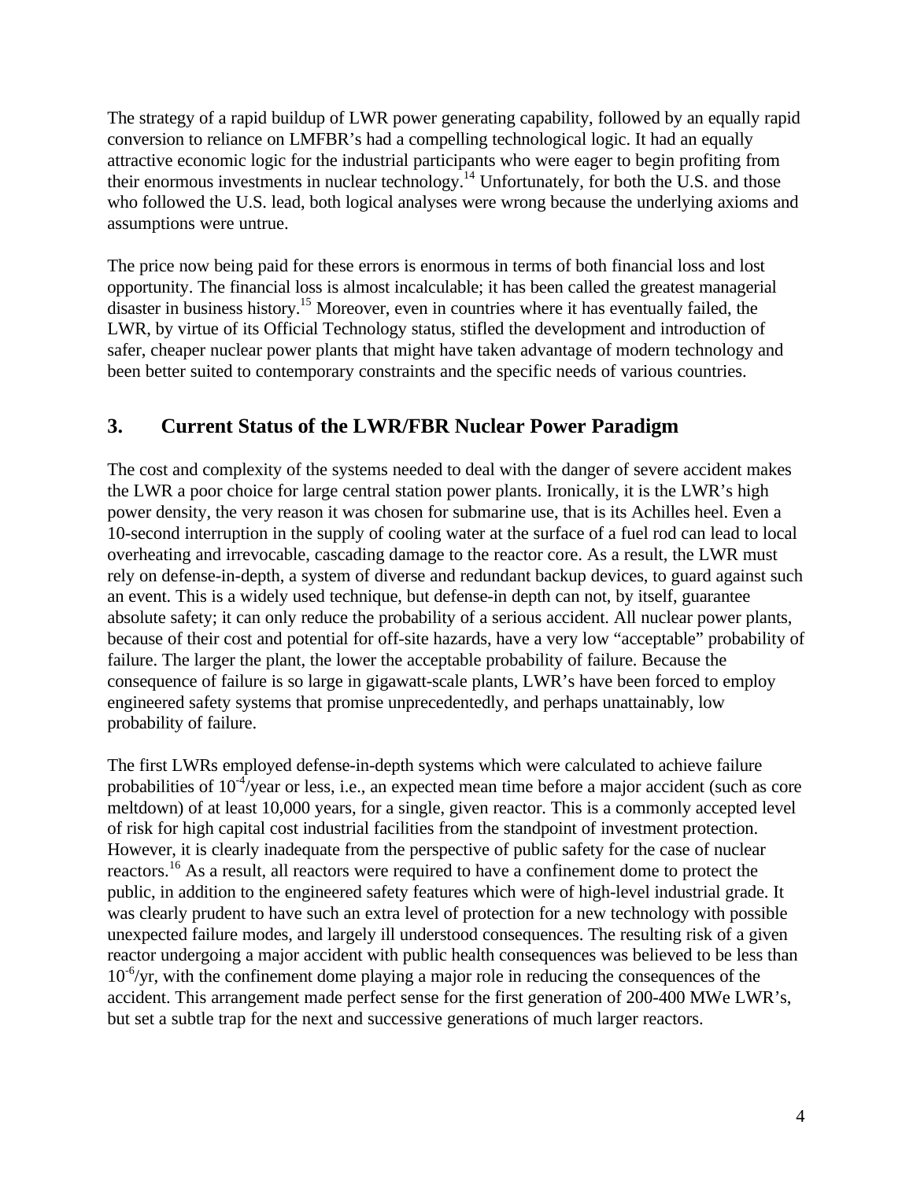The strategy of a rapid buildup of LWR power generating capability, followed by an equally rapid conversion to reliance on LMFBR's had a compelling technological logic. It had an equally attractive economic logic for the industrial participants who were eager to begin profiting from their enormous investments in nuclear technology.[14] Unfortunately, for both the U.S. and those who followed the U.S. lead, both logical analyses were wrong because the underlying axioms and assumptions were untrue.

The price now being paid for these errors is enormous in terms of both financial loss and lost opportunity. The financial loss is almost incalculable; it has been called the greatest managerial disaster in business history.[15] Moreover, even in countries where it has eventually failed, the LWR, by virtue of its Official Technology status, stifled the development and introduction of safer, cheaper nuclear power plants that might have taken advantage of modern technology and been better suited to contemporary constraints and the specific needs of various countries.

## 3. Current Status of the LWR/FBR Nuclear Power Paradigm

The cost and complexity of the systems needed to deal with the danger of severe accident makes the LWR a poor choice for large central station power plants. Ironically, it is the LWR's high power density, the very reason it was chosen for submarine use, that is its Achilles heel. Even a 10-second interruption in the supply of cooling water at the surface of a fuel rod can lead to local overheating and irrevocable, cascading damage to the reactor core. As a result, the LWR must rely on defense-in-depth, a system of diverse and redundant backup devices, to guard against such an event. This is a widely used technique, but defense-in depth can not, by itself, guarantee absolute safety; it can only reduce the probability of a serious accident. All nuclear power plants, because of their cost and potential for off-site hazards, have a very low "acceptable" probability of failure. The larger the plant, the lower the acceptable probability of failure. Because the consequence of failure is so large in gigawatt-scale plants, LWR's have been forced to employ engineered safety systems that promise unprecedentedly, and perhaps unattainably, low probability of failure.

The first LWRs employed defense-in-depth systems which were calculated to achieve failure probabilities of $10^{-4}$/year or less, i.e., an expected mean time before a major accident (such as core meltdown) of at least 10,000 years, for a single, given reactor. This is a commonly accepted level of risk for high capital cost industrial facilities from the standpoint of investment protection. However, it is clearly inadequate from the perspective of public safety for the case of nuclear reactors.[16] As a result, all reactors were required to have a confinement dome to protect the public, in addition to the engineered safety features which were of high-level industrial grade. It was clearly prudent to have such an extra level of protection for a new technology with possible unexpected failure modes, and largely ill understood consequences. The resulting risk of a given reactor undergoing a major accident with public health consequences was believed to be less than $10^{-6}$/yr, with the confinement dome playing a major role in reducing the consequences of the accident. This arrangement made perfect sense for the first generation of 200-400 MWe LWR's, but set a subtle trap for the next and successive generations of much larger reactors.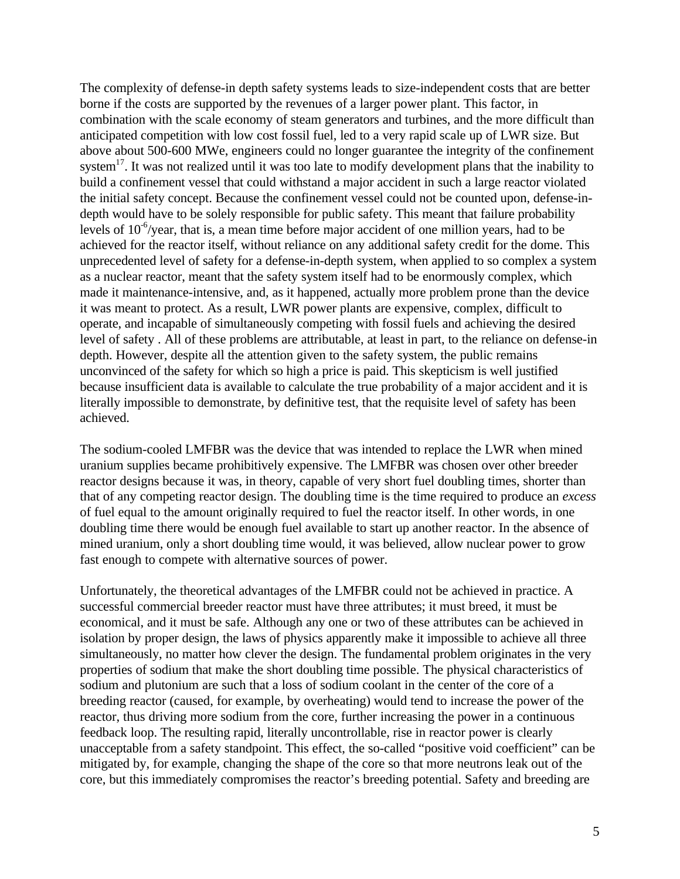The complexity of defense-in depth safety systems leads to size-independent costs that are better borne if the costs are supported by the revenues of a larger power plant. This factor, in combination with the scale economy of steam generators and turbines, and the more difficult than anticipated competition with low cost fossil fuel, led to a very rapid scale up of LWR size. But above about 500-600 MWe, engineers could no longer guarantee the integrity of the confinement system[17]. It was not realized until it was too late to modify development plans that the inability to build a confinement vessel that could withstand a major accident in such a large reactor violated the initial safety concept. Because the confinement vessel could not be counted upon, defense-in-depth would have to be solely responsible for public safety. This meant that failure probability levels of $10^{-6}$/year, that is, a mean time before major accident of one million years, had to be achieved for the reactor itself, without reliance on any additional safety credit for the dome. This unprecedented level of safety for a defense-in-depth system, when applied to so complex a system as a nuclear reactor, meant that the safety system itself had to be enormously complex, which made it maintenance-intensive, and, as it happened, actually more problem prone than the device it was meant to protect. As a result, LWR power plants are expensive, complex, difficult to operate, and incapable of simultaneously competing with fossil fuels and achieving the desired level of safety . All of these problems are attributable, at least in part, to the reliance on defense-in depth. However, despite all the attention given to the safety system, the public remains unconvinced of the safety for which so high a price is paid. This skepticism is well justified because insufficient data is available to calculate the true probability of a major accident and it is literally impossible to demonstrate, by definitive test, that the requisite level of safety has been achieved.

The sodium-cooled LMFBR was the device that was intended to replace the LWR when mined uranium supplies became prohibitively expensive. The LMFBR was chosen over other breeder reactor designs because it was, in theory, capable of very short fuel doubling times, shorter than that of any competing reactor design. The doubling time is the time required to produce an *excess* of fuel equal to the amount originally required to fuel the reactor itself. In other words, in one doubling time there would be enough fuel available to start up another reactor. In the absence of mined uranium, only a short doubling time would, it was believed, allow nuclear power to grow fast enough to compete with alternative sources of power.

Unfortunately, the theoretical advantages of the LMFBR could not be achieved in practice. A successful commercial breeder reactor must have three attributes; it must breed, it must be economical, and it must be safe. Although any one or two of these attributes can be achieved in isolation by proper design, the laws of physics apparently make it impossible to achieve all three simultaneously, no matter how clever the design. The fundamental problem originates in the very properties of sodium that make the short doubling time possible. The physical characteristics of sodium and plutonium are such that a loss of sodium coolant in the center of the core of a breeding reactor (caused, for example, by overheating) would tend to increase the power of the reactor, thus driving more sodium from the core, further increasing the power in a continuous feedback loop. The resulting rapid, literally uncontrollable, rise in reactor power is clearly unacceptable from a safety standpoint. This effect, the so-called "positive void coefficient" can be mitigated by, for example, changing the shape of the core so that more neutrons leak out of the core, but this immediately compromises the reactor's breeding potential. Safety and breeding are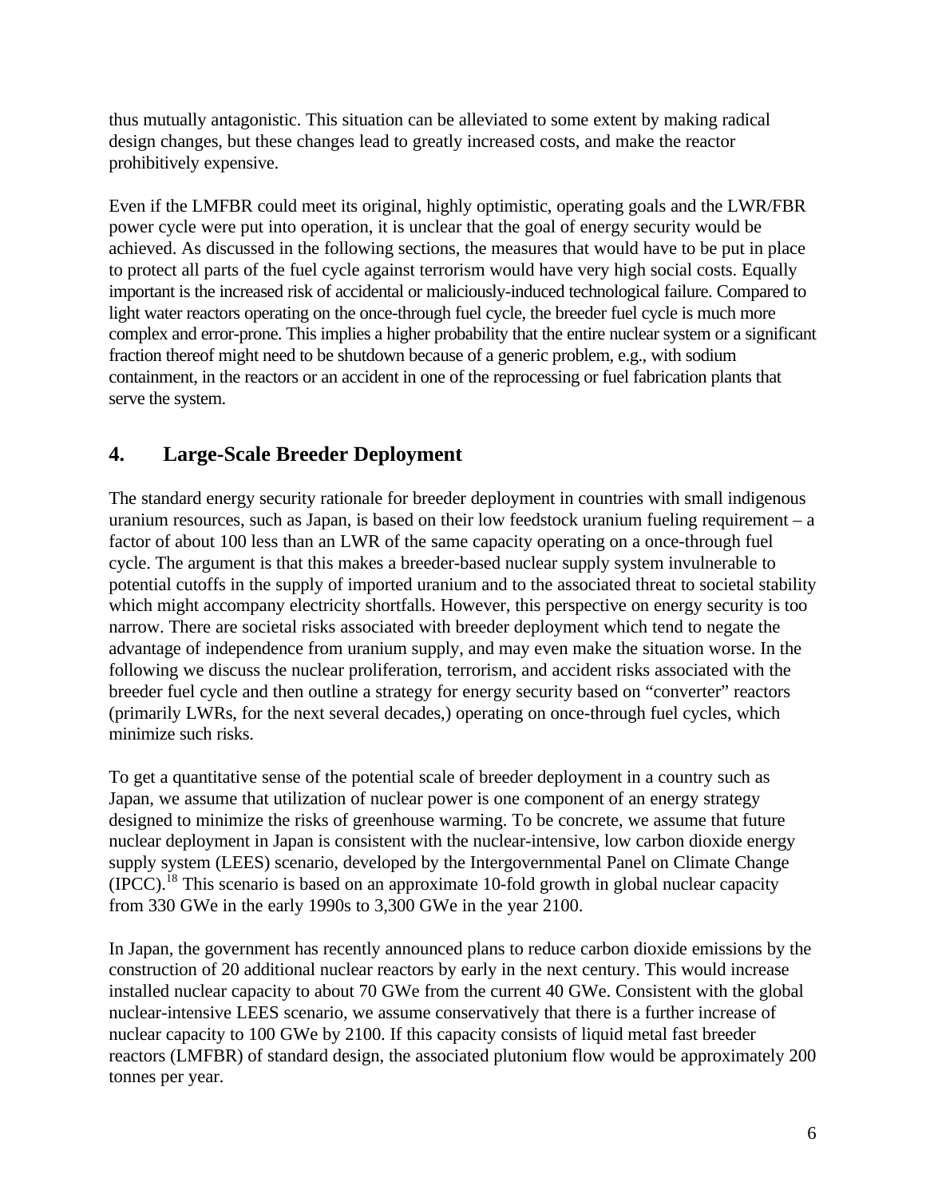thus mutually antagonistic. This situation can be alleviated to some extent by making radical design changes, but these changes lead to greatly increased costs, and make the reactor prohibitively expensive.

Even if the LMFBR could meet its original, highly optimistic, operating goals and the LWR/FBR power cycle were put into operation, it is unclear that the goal of energy security would be achieved. As discussed in the following sections, the measures that would have to be put in place to protect all parts of the fuel cycle against terrorism would have very high social costs. Equally important is the increased risk of accidental or maliciously-induced technological failure. Compared to light water reactors operating on the once-through fuel cycle, the breeder fuel cycle is much more complex and error-prone. This implies a higher probability that the entire nuclear system or a significant fraction thereof might need to be shutdown because of a generic problem, e.g., with sodium containment, in the reactors or an accident in one of the reprocessing or fuel fabrication plants that serve the system.

## 4. Large-Scale Breeder Deployment

The standard energy security rationale for breeder deployment in countries with small indigenous uranium resources, such as Japan, is based on their low feedstock uranium fueling requirement – a factor of about 100 less than an LWR of the same capacity operating on a once-through fuel cycle. The argument is that this makes a breeder-based nuclear supply system invulnerable to potential cutoffs in the supply of imported uranium and to the associated threat to societal stability which might accompany electricity shortfalls. However, this perspective on energy security is too narrow. There are societal risks associated with breeder deployment which tend to negate the advantage of independence from uranium supply, and may even make the situation worse. In the following we discuss the nuclear proliferation, terrorism, and accident risks associated with the breeder fuel cycle and then outline a strategy for energy security based on "converter" reactors (primarily LWRs, for the next several decades,) operating on once-through fuel cycles, which minimize such risks.

To get a quantitative sense of the potential scale of breeder deployment in a country such as Japan, we assume that utilization of nuclear power is one component of an energy strategy designed to minimize the risks of greenhouse warming. To be concrete, we assume that future nuclear deployment in Japan is consistent with the nuclear-intensive, low carbon dioxide energy supply system (LEES) scenario, developed by the Intergovernmental Panel on Climate Change (IPCC).[18] This scenario is based on an approximate 10-fold growth in global nuclear capacity from 330 GWe in the early 1990s to 3,300 GWe in the year 2100.

In Japan, the government has recently announced plans to reduce carbon dioxide emissions by the construction of 20 additional nuclear reactors by early in the next century. This would increase installed nuclear capacity to about 70 GWe from the current 40 GWe. Consistent with the global nuclear-intensive LEES scenario, we assume conservatively that there is a further increase of nuclear capacity to 100 GWe by 2100. If this capacity consists of liquid metal fast breeder reactors (LMFBR) of standard design, the associated plutonium flow would be approximately 200 tonnes per year.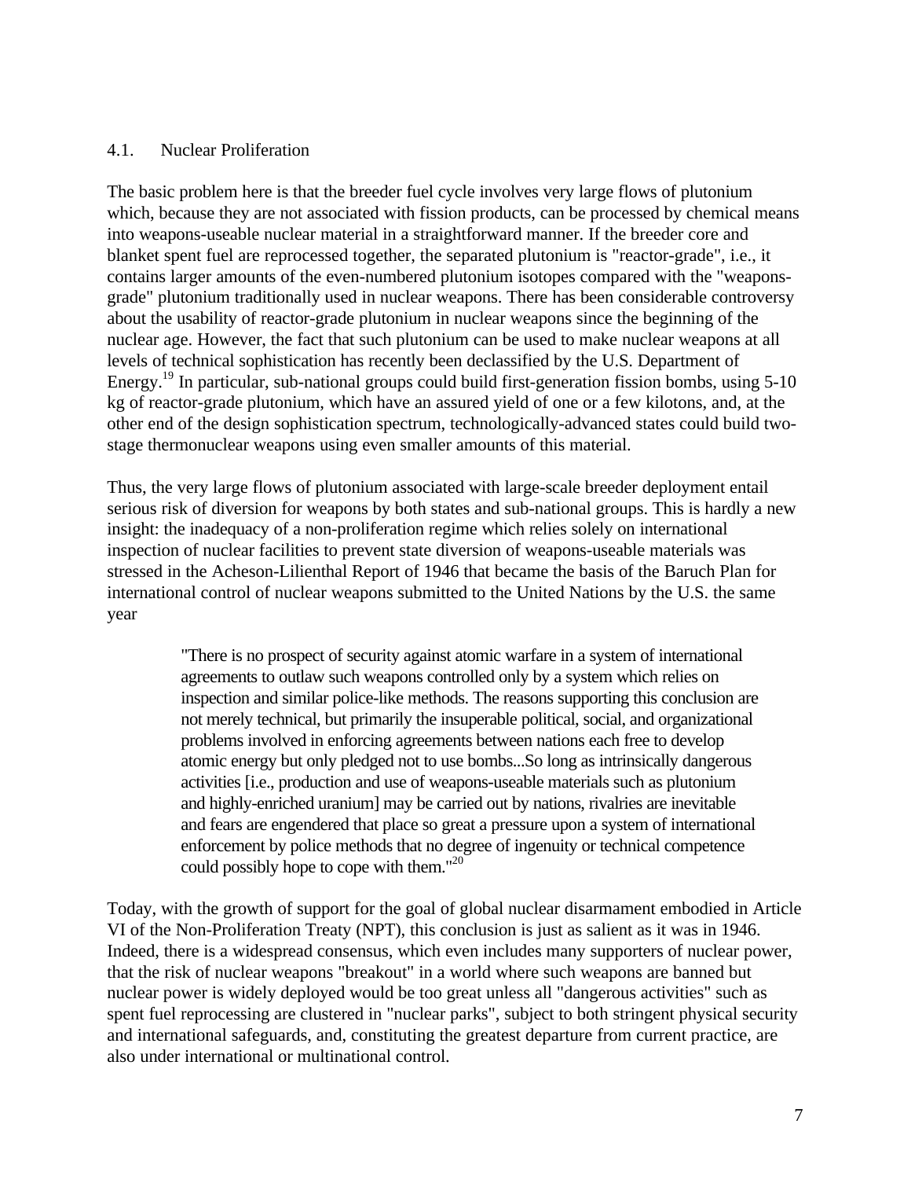### 4.1. Nuclear Proliferation

The basic problem here is that the breeder fuel cycle involves very large flows of plutonium which, because they are not associated with fission products, can be processed by chemical means into weapons-useable nuclear material in a straightforward manner. If the breeder core and blanket spent fuel are reprocessed together, the separated plutonium is "reactor-grade", i.e., it contains larger amounts of the even-numbered plutonium isotopes compared with the "weapons-grade" plutonium traditionally used in nuclear weapons. There has been considerable controversy about the usability of reactor-grade plutonium in nuclear weapons since the beginning of the nuclear age. However, the fact that such plutonium can be used to make nuclear weapons at all levels of technical sophistication has recently been declassified by the U.S. Department of Energy.[19] In particular, sub-national groups could build first-generation fission bombs, using 5-10 kg of reactor-grade plutonium, which have an assured yield of one or a few kilotons, and, at the other end of the design sophistication spectrum, technologically-advanced states could build two-stage thermonuclear weapons using even smaller amounts of this material.

Thus, the very large flows of plutonium associated with large-scale breeder deployment entail serious risk of diversion for weapons by both states and sub-national groups. This is hardly a new insight: the inadequacy of a non-proliferation regime which relies solely on international inspection of nuclear facilities to prevent state diversion of weapons-useable materials was stressed in the Acheson-Lilienthal Report of 1946 that became the basis of the Baruch Plan for international control of nuclear weapons submitted to the United Nations by the U.S. the same year

> "There is no prospect of security against atomic warfare in a system of international agreements to outlaw such weapons controlled only by a system which relies on inspection and similar police-like methods. The reasons supporting this conclusion are not merely technical, but primarily the insuperable political, social, and organizational problems involved in enforcing agreements between nations each free to develop atomic energy but only pledged not to use bombs...So long as intrinsically dangerous activities [i.e., production and use of weapons-useable materials such as plutonium and highly-enriched uranium] may be carried out by nations, rivalries are inevitable and fears are engendered that place so great a pressure upon a system of international enforcement by police methods that no degree of ingenuity or technical competence could possibly hope to cope with them."[20]

Today, with the growth of support for the goal of global nuclear disarmament embodied in Article VI of the Non-Proliferation Treaty (NPT), this conclusion is just as salient as it was in 1946. Indeed, there is a widespread consensus, which even includes many supporters of nuclear power, that the risk of nuclear weapons "breakout" in a world where such weapons are banned but nuclear power is widely deployed would be too great unless all "dangerous activities" such as spent fuel reprocessing are clustered in "nuclear parks", subject to both stringent physical security and international safeguards, and, constituting the greatest departure from current practice, are also under international or multinational control.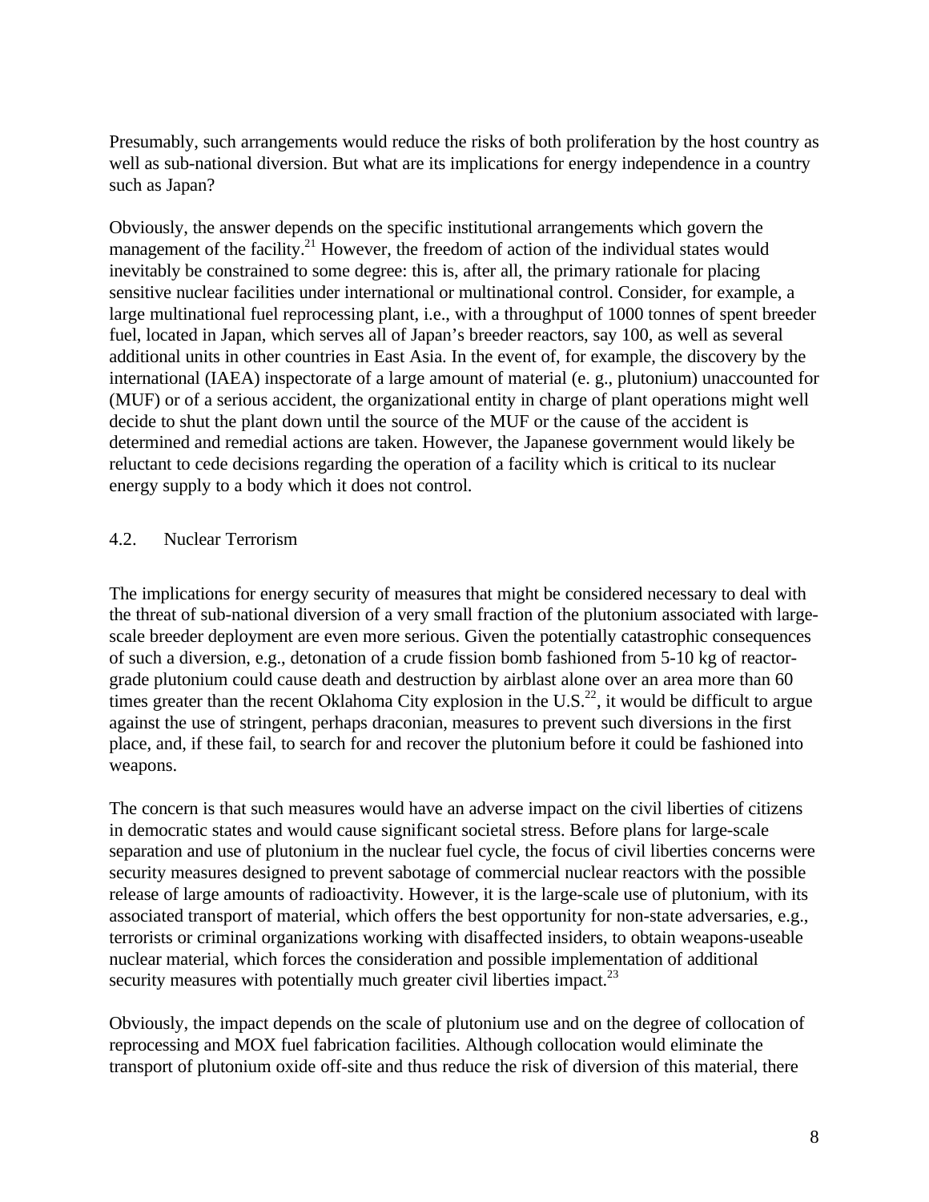Presumably, such arrangements would reduce the risks of both proliferation by the host country as well as sub-national diversion. But what are its implications for energy independence in a country such as Japan?

Obviously, the answer depends on the specific institutional arrangements which govern the management of the facility.[21] However, the freedom of action of the individual states would inevitably be constrained to some degree: this is, after all, the primary rationale for placing sensitive nuclear facilities under international or multinational control. Consider, for example, a large multinational fuel reprocessing plant, i.e., with a throughput of 1000 tonnes of spent breeder fuel, located in Japan, which serves all of Japan's breeder reactors, say 100, as well as several additional units in other countries in East Asia. In the event of, for example, the discovery by the international (IAEA) inspectorate of a large amount of material (e. g., plutonium) unaccounted for (MUF) or of a serious accident, the organizational entity in charge of plant operations might well decide to shut the plant down until the source of the MUF or the cause of the accident is determined and remedial actions are taken. However, the Japanese government would likely be reluctant to cede decisions regarding the operation of a facility which is critical to its nuclear energy supply to a body which it does not control.

## 4.2. Nuclear Terrorism

The implications for energy security of measures that might be considered necessary to deal with the threat of sub-national diversion of a very small fraction of the plutonium associated with large-scale breeder deployment are even more serious. Given the potentially catastrophic consequences of such a diversion, e.g., detonation of a crude fission bomb fashioned from 5-10 kg of reactor-grade plutonium could cause death and destruction by airblast alone over an area more than 60 times greater than the recent Oklahoma City explosion in the U.S.[22], it would be difficult to argue against the use of stringent, perhaps draconian, measures to prevent such diversions in the first place, and, if these fail, to search for and recover the plutonium before it could be fashioned into weapons.

The concern is that such measures would have an adverse impact on the civil liberties of citizens in democratic states and would cause significant societal stress. Before plans for large-scale separation and use of plutonium in the nuclear fuel cycle, the focus of civil liberties concerns were security measures designed to prevent sabotage of commercial nuclear reactors with the possible release of large amounts of radioactivity. However, it is the large-scale use of plutonium, with its associated transport of material, which offers the best opportunity for non-state adversaries, e.g., terrorists or criminal organizations working with disaffected insiders, to obtain weapons-useable nuclear material, which forces the consideration and possible implementation of additional security measures with potentially much greater civil liberties impact.[23]

Obviously, the impact depends on the scale of plutonium use and on the degree of collocation of reprocessing and MOX fuel fabrication facilities. Although collocation would eliminate the transport of plutonium oxide off-site and thus reduce the risk of diversion of this material, there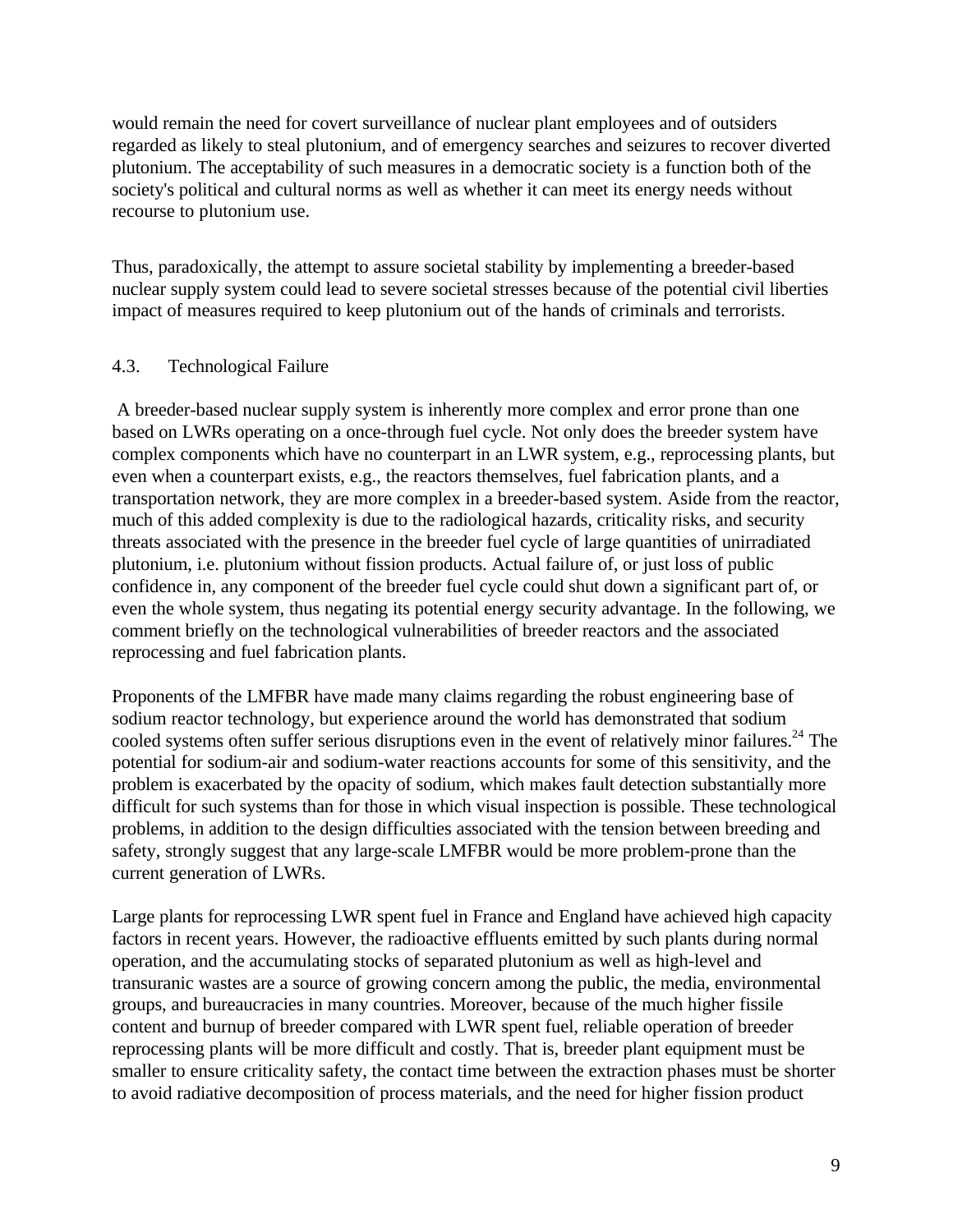would remain the need for covert surveillance of nuclear plant employees and of outsiders regarded as likely to steal plutonium, and of emergency searches and seizures to recover diverted plutonium. The acceptability of such measures in a democratic society is a function both of the society's political and cultural norms as well as whether it can meet its energy needs without recourse to plutonium use.

Thus, paradoxically, the attempt to assure societal stability by implementing a breeder-based nuclear supply system could lead to severe societal stresses because of the potential civil liberties impact of measures required to keep plutonium out of the hands of criminals and terrorists.

### 4.3. Technological Failure

A breeder-based nuclear supply system is inherently more complex and error prone than one based on LWRs operating on a once-through fuel cycle. Not only does the breeder system have complex components which have no counterpart in an LWR system, e.g., reprocessing plants, but even when a counterpart exists, e.g., the reactors themselves, fuel fabrication plants, and a transportation network, they are more complex in a breeder-based system. Aside from the reactor, much of this added complexity is due to the radiological hazards, criticality risks, and security threats associated with the presence in the breeder fuel cycle of large quantities of unirradiated plutonium, i.e. plutonium without fission products. Actual failure of, or just loss of public confidence in, any component of the breeder fuel cycle could shut down a significant part of, or even the whole system, thus negating its potential energy security advantage. In the following, we comment briefly on the technological vulnerabilities of breeder reactors and the associated reprocessing and fuel fabrication plants.

Proponents of the LMFBR have made many claims regarding the robust engineering base of sodium reactor technology, but experience around the world has demonstrated that sodium cooled systems often suffer serious disruptions even in the event of relatively minor failures.[24] The potential for sodium-air and sodium-water reactions accounts for some of this sensitivity, and the problem is exacerbated by the opacity of sodium, which makes fault detection substantially more difficult for such systems than for those in which visual inspection is possible. These technological problems, in addition to the design difficulties associated with the tension between breeding and safety, strongly suggest that any large-scale LMFBR would be more problem-prone than the current generation of LWRs.

Large plants for reprocessing LWR spent fuel in France and England have achieved high capacity factors in recent years. However, the radioactive effluents emitted by such plants during normal operation, and the accumulating stocks of separated plutonium as well as high-level and transuranic wastes are a source of growing concern among the public, the media, environmental groups, and bureaucracies in many countries. Moreover, because of the much higher fissile content and burnup of breeder compared with LWR spent fuel, reliable operation of breeder reprocessing plants will be more difficult and costly. That is, breeder plant equipment must be smaller to ensure criticality safety, the contact time between the extraction phases must be shorter to avoid radiative decomposition of process materials, and the need for higher fission product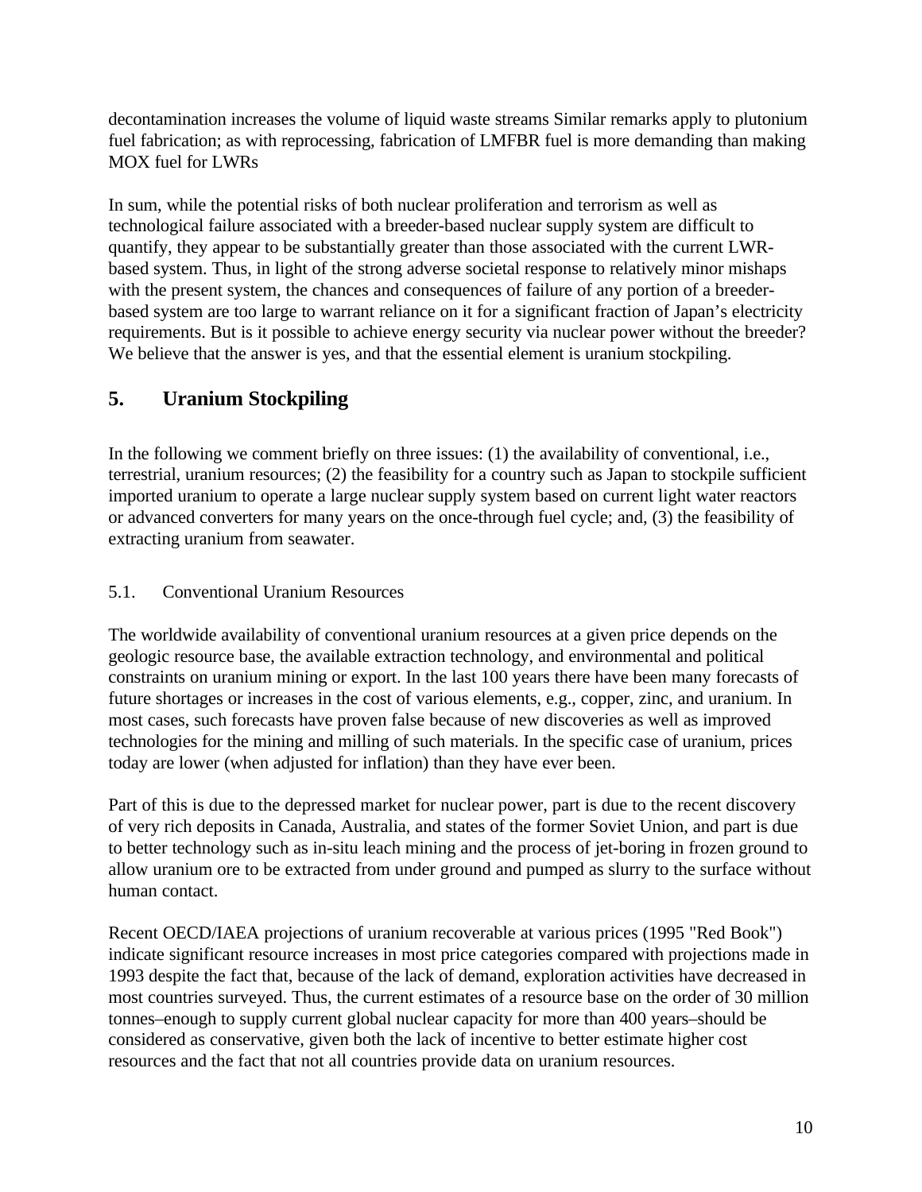decontamination increases the volume of liquid waste streams Similar remarks apply to plutonium fuel fabrication; as with reprocessing, fabrication of LMFBR fuel is more demanding than making MOX fuel for LWRs

In sum, while the potential risks of both nuclear proliferation and terrorism as well as technological failure associated with a breeder-based nuclear supply system are difficult to quantify, they appear to be substantially greater than those associated with the current LWR-based system. Thus, in light of the strong adverse societal response to relatively minor mishaps with the present system, the chances and consequences of failure of any portion of a breeder-based system are too large to warrant reliance on it for a significant fraction of Japan's electricity requirements. But is it possible to achieve energy security via nuclear power without the breeder? We believe that the answer is yes, and that the essential element is uranium stockpiling.

## 5. Uranium Stockpiling

In the following we comment briefly on three issues: (1) the availability of conventional, i.e., terrestrial, uranium resources; (2) the feasibility for a country such as Japan to stockpile sufficient imported uranium to operate a large nuclear supply system based on current light water reactors or advanced converters for many years on the once-through fuel cycle; and, (3) the feasibility of extracting uranium from seawater.

### 5.1. Conventional Uranium Resources

The worldwide availability of conventional uranium resources at a given price depends on the geologic resource base, the available extraction technology, and environmental and political constraints on uranium mining or export. In the last 100 years there have been many forecasts of future shortages or increases in the cost of various elements, e.g., copper, zinc, and uranium. In most cases, such forecasts have proven false because of new discoveries as well as improved technologies for the mining and milling of such materials. In the specific case of uranium, prices today are lower (when adjusted for inflation) than they have ever been.

Part of this is due to the depressed market for nuclear power, part is due to the recent discovery of very rich deposits in Canada, Australia, and states of the former Soviet Union, and part is due to better technology such as in-situ leach mining and the process of jet-boring in frozen ground to allow uranium ore to be extracted from under ground and pumped as slurry to the surface without human contact.

Recent OECD/IAEA projections of uranium recoverable at various prices (1995 "Red Book") indicate significant resource increases in most price categories compared with projections made in 1993 despite the fact that, because of the lack of demand, exploration activities have decreased in most countries surveyed. Thus, the current estimates of a resource base on the order of 30 million tonnes–enough to supply current global nuclear capacity for more than 400 years–should be considered as conservative, given both the lack of incentive to better estimate higher cost resources and the fact that not all countries provide data on uranium resources.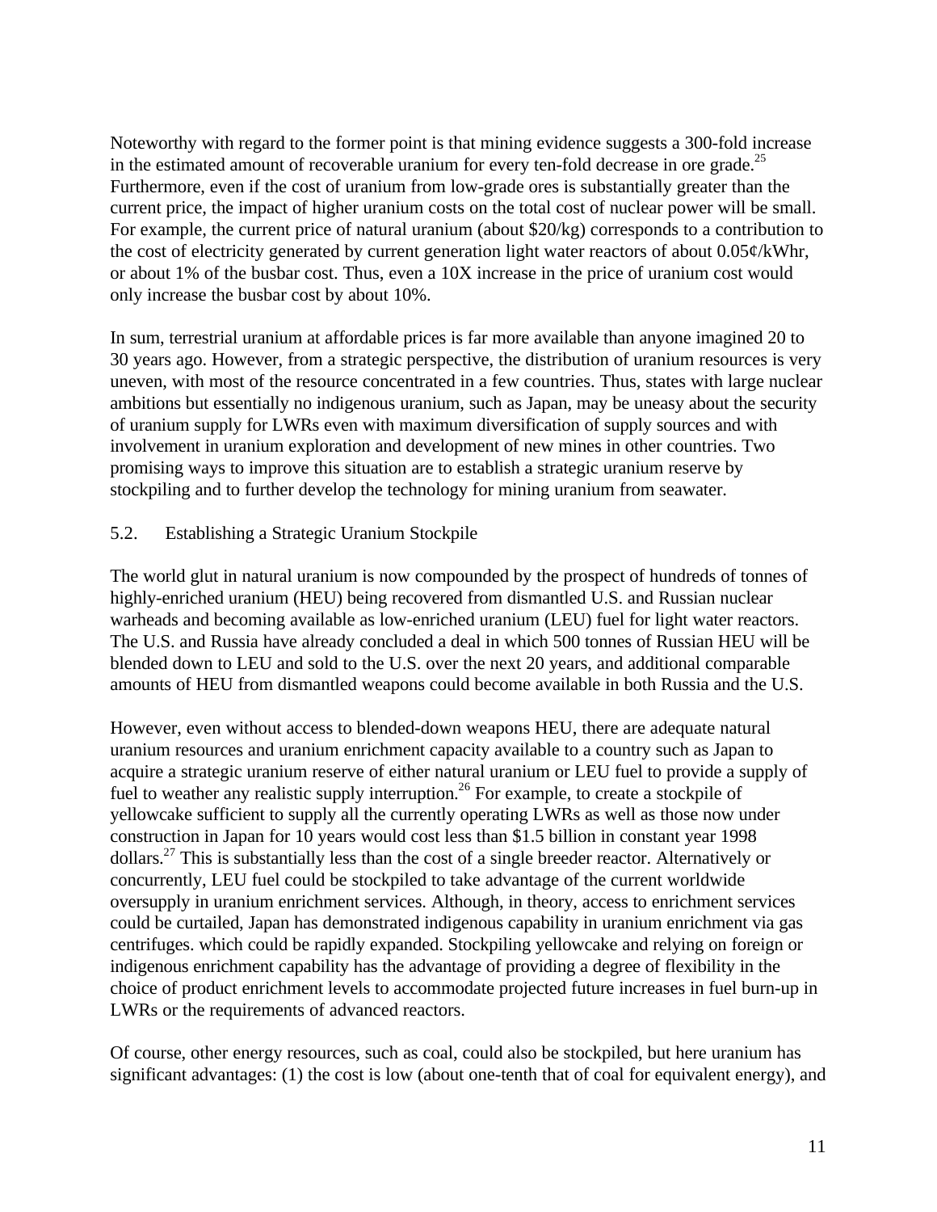Noteworthy with regard to the former point is that mining evidence suggests a 300-fold increase in the estimated amount of recoverable uranium for every ten-fold decrease in ore grade.[25] Furthermore, even if the cost of uranium from low-grade ores is substantially greater than the current price, the impact of higher uranium costs on the total cost of nuclear power will be small. For example, the current price of natural uranium (about $20/kg) corresponds to a contribution to the cost of electricity generated by current generation light water reactors of about 0.05¢/kWhr, or about 1% of the busbar cost. Thus, even a 10X increase in the price of uranium cost would only increase the busbar cost by about 10%.

In sum, terrestrial uranium at affordable prices is far more available than anyone imagined 20 to 30 years ago. However, from a strategic perspective, the distribution of uranium resources is very uneven, with most of the resource concentrated in a few countries. Thus, states with large nuclear ambitions but essentially no indigenous uranium, such as Japan, may be uneasy about the security of uranium supply for LWRs even with maximum diversification of supply sources and with involvement in uranium exploration and development of new mines in other countries. Two promising ways to improve this situation are to establish a strategic uranium reserve by stockpiling and to further develop the technology for mining uranium from seawater.

### 5.2. Establishing a Strategic Uranium Stockpile

The world glut in natural uranium is now compounded by the prospect of hundreds of tonnes of highly-enriched uranium (HEU) being recovered from dismantled U.S. and Russian nuclear warheads and becoming available as low-enriched uranium (LEU) fuel for light water reactors. The U.S. and Russia have already concluded a deal in which 500 tonnes of Russian HEU will be blended down to LEU and sold to the U.S. over the next 20 years, and additional comparable amounts of HEU from dismantled weapons could become available in both Russia and the U.S.

However, even without access to blended-down weapons HEU, there are adequate natural uranium resources and uranium enrichment capacity available to a country such as Japan to acquire a strategic uranium reserve of either natural uranium or LEU fuel to provide a supply of fuel to weather any realistic supply interruption.[26] For example, to create a stockpile of yellowcake sufficient to supply all the currently operating LWRs as well as those now under construction in Japan for 10 years would cost less than $1.5 billion in constant year 1998 dollars.[27] This is substantially less than the cost of a single breeder reactor. Alternatively or concurrently, LEU fuel could be stockpiled to take advantage of the current worldwide oversupply in uranium enrichment services. Although, in theory, access to enrichment services could be curtailed, Japan has demonstrated indigenous capability in uranium enrichment via gas centrifuges. which could be rapidly expanded. Stockpiling yellowcake and relying on foreign or indigenous enrichment capability has the advantage of providing a degree of flexibility in the choice of product enrichment levels to accommodate projected future increases in fuel burn-up in LWRs or the requirements of advanced reactors.

Of course, other energy resources, such as coal, could also be stockpiled, but here uranium has significant advantages: (1) the cost is low (about one-tenth that of coal for equivalent energy), and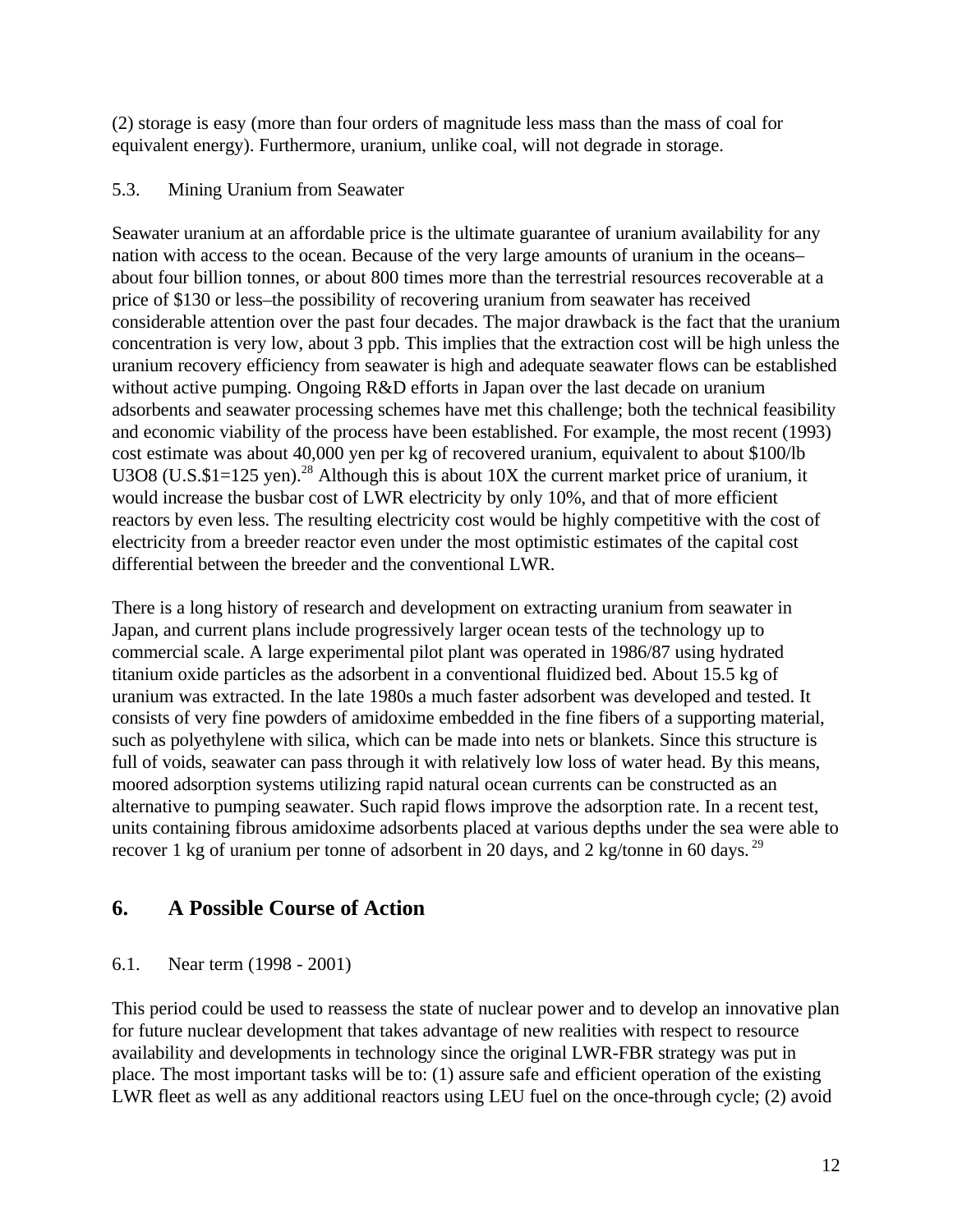(2) storage is easy (more than four orders of magnitude less mass than the mass of coal for equivalent energy). Furthermore, uranium, unlike coal, will not degrade in storage.

### 5.3. Mining Uranium from Seawater

Seawater uranium at an affordable price is the ultimate guarantee of uranium availability for any nation with access to the ocean. Because of the very large amounts of uranium in the oceans–about four billion tonnes, or about 800 times more than the terrestrial resources recoverable at a price of $130 or less–the possibility of recovering uranium from seawater has received considerable attention over the past four decades. The major drawback is the fact that the uranium concentration is very low, about 3 ppb. This implies that the extraction cost will be high unless the uranium recovery efficiency from seawater is high and adequate seawater flows can be established without active pumping. Ongoing R&D efforts in Japan over the last decade on uranium adsorbents and seawater processing schemes have met this challenge; both the technical feasibility and economic viability of the process have been established. For example, the most recent (1993) cost estimate was about 40,000 yen per kg of recovered uranium, equivalent to about $100/lb $U_3O_8$ (U.S.$1=125 yen).[28] Although this is about 10X the current market price of uranium, it would increase the busbar cost of LWR electricity by only 10%, and that of more efficient reactors by even less. The resulting electricity cost would be highly competitive with the cost of electricity from a breeder reactor even under the most optimistic estimates of the capital cost differential between the breeder and the conventional LWR.

There is a long history of research and development on extracting uranium from seawater in Japan, and current plans include progressively larger ocean tests of the technology up to commercial scale. A large experimental pilot plant was operated in 1986/87 using hydrated titanium oxide particles as the adsorbent in a conventional fluidized bed. About 15.5 kg of uranium was extracted. In the late 1980s a much faster adsorbent was developed and tested. It consists of very fine powders of amidoxime embedded in the fine fibers of a supporting material, such as polyethylene with silica, which can be made into nets or blankets. Since this structure is full of voids, seawater can pass through it with relatively low loss of water head. By this means, moored adsorption systems utilizing rapid natural ocean currents can be constructed as an alternative to pumping seawater. Such rapid flows improve the adsorption rate. In a recent test, units containing fibrous amidoxime adsorbents placed at various depths under the sea were able to recover 1 kg of uranium per tonne of adsorbent in 20 days, and 2 kg/tonne in 60 days.[29]

## 6. A Possible Course of Action

### 6.1. Near term (1998 - 2001)

This period could be used to reassess the state of nuclear power and to develop an innovative plan for future nuclear development that takes advantage of new realities with respect to resource availability and developments in technology since the original LWR-FBR strategy was put in place. The most important tasks will be to: (1) assure safe and efficient operation of the existing LWR fleet as well as any additional reactors using LEU fuel on the once-through cycle; (2) avoid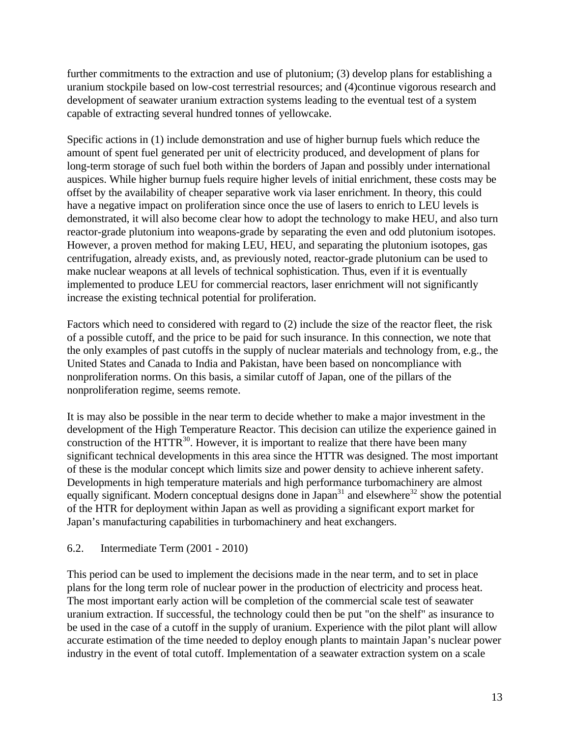further commitments to the extraction and use of plutonium; (3) develop plans for establishing a uranium stockpile based on low-cost terrestrial resources; and (4)continue vigorous research and development of seawater uranium extraction systems leading to the eventual test of a system capable of extracting several hundred tonnes of yellowcake.

Specific actions in (1) include demonstration and use of higher burnup fuels which reduce the amount of spent fuel generated per unit of electricity produced, and development of plans for long-term storage of such fuel both within the borders of Japan and possibly under international auspices. While higher burnup fuels require higher levels of initial enrichment, these costs may be offset by the availability of cheaper separative work via laser enrichment. In theory, this could have a negative impact on proliferation since once the use of lasers to enrich to LEU levels is demonstrated, it will also become clear how to adopt the technology to make HEU, and also turn reactor-grade plutonium into weapons-grade by separating the even and odd plutonium isotopes. However, a proven method for making LEU, HEU, and separating the plutonium isotopes, gas centrifugation, already exists, and, as previously noted, reactor-grade plutonium can be used to make nuclear weapons at all levels of technical sophistication. Thus, even if it is eventually implemented to produce LEU for commercial reactors, laser enrichment will not significantly increase the existing technical potential for proliferation.

Factors which need to considered with regard to (2) include the size of the reactor fleet, the risk of a possible cutoff, and the price to be paid for such insurance. In this connection, we note that the only examples of past cutoffs in the supply of nuclear materials and technology from, e.g., the United States and Canada to India and Pakistan, have been based on noncompliance with nonproliferation norms. On this basis, a similar cutoff of Japan, one of the pillars of the nonproliferation regime, seems remote.

It is may also be possible in the near term to decide whether to make a major investment in the development of the High Temperature Reactor. This decision can utilize the experience gained in construction of the HTTR[30]. However, it is important to realize that there have been many significant technical developments in this area since the HTTR was designed. The most important of these is the modular concept which limits size and power density to achieve inherent safety. Developments in high temperature materials and high performance turbomachinery are almost equally significant. Modern conceptual designs done in Japan[31] and elsewhere[32] show the potential of the HTR for deployment within Japan as well as providing a significant export market for Japan's manufacturing capabilities in turbomachinery and heat exchangers.

## 6.2. Intermediate Term (2001 - 2010)

This period can be used to implement the decisions made in the near term, and to set in place plans for the long term role of nuclear power in the production of electricity and process heat. The most important early action will be completion of the commercial scale test of seawater uranium extraction. If successful, the technology could then be put "on the shelf" as insurance to be used in the case of a cutoff in the supply of uranium. Experience with the pilot plant will allow accurate estimation of the time needed to deploy enough plants to maintain Japan's nuclear power industry in the event of total cutoff. Implementation of a seawater extraction system on a scale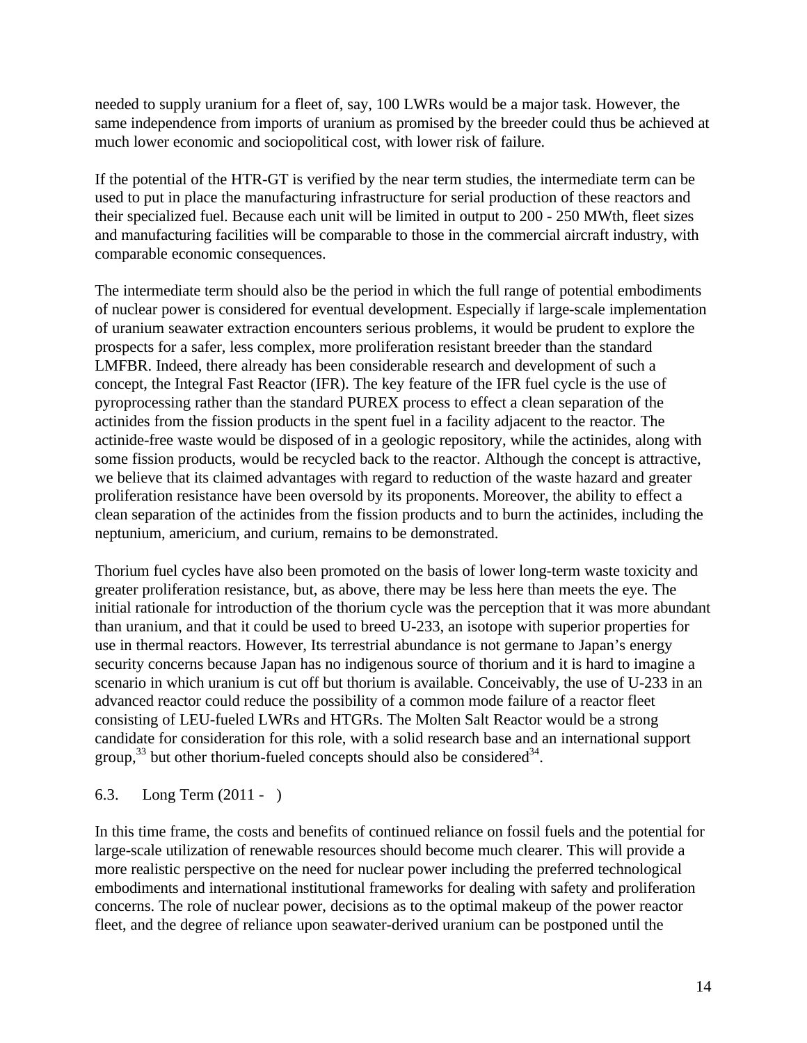needed to supply uranium for a fleet of, say, 100 LWRs would be a major task. However, the same independence from imports of uranium as promised by the breeder could thus be achieved at much lower economic and sociopolitical cost, with lower risk of failure.

If the potential of the HTR-GT is verified by the near term studies, the intermediate term can be used to put in place the manufacturing infrastructure for serial production of these reactors and their specialized fuel. Because each unit will be limited in output to 200 - 250 MWth, fleet sizes and manufacturing facilities will be comparable to those in the commercial aircraft industry, with comparable economic consequences.

The intermediate term should also be the period in which the full range of potential embodiments of nuclear power is considered for eventual development. Especially if large-scale implementation of uranium seawater extraction encounters serious problems, it would be prudent to explore the prospects for a safer, less complex, more proliferation resistant breeder than the standard LMFBR. Indeed, there already has been considerable research and development of such a concept, the Integral Fast Reactor (IFR). The key feature of the IFR fuel cycle is the use of pyroprocessing rather than the standard PUREX process to effect a clean separation of the actinides from the fission products in the spent fuel in a facility adjacent to the reactor. The actinide-free waste would be disposed of in a geologic repository, while the actinides, along with some fission products, would be recycled back to the reactor. Although the concept is attractive, we believe that its claimed advantages with regard to reduction of the waste hazard and greater proliferation resistance have been oversold by its proponents. Moreover, the ability to effect a clean separation of the actinides from the fission products and to burn the actinides, including the neptunium, americium, and curium, remains to be demonstrated.

Thorium fuel cycles have also been promoted on the basis of lower long-term waste toxicity and greater proliferation resistance, but, as above, there may be less here than meets the eye. The initial rationale for introduction of the thorium cycle was the perception that it was more abundant than uranium, and that it could be used to breed U-233, an isotope with superior properties for use in thermal reactors. However, Its terrestrial abundance is not germane to Japan's energy security concerns because Japan has no indigenous source of thorium and it is hard to imagine a scenario in which uranium is cut off but thorium is available. Conceivably, the use of U-233 in an advanced reactor could reduce the possibility of a common mode failure of a reactor fleet consisting of LEU-fueled LWRs and HTGRs. The Molten Salt Reactor would be a strong candidate for consideration for this role, with a solid research base and an international support group,[33] but other thorium-fueled concepts should also be considered[34].

### 6.3. Long Term (2011 - )

In this time frame, the costs and benefits of continued reliance on fossil fuels and the potential for large-scale utilization of renewable resources should become much clearer. This will provide a more realistic perspective on the need for nuclear power including the preferred technological embodiments and international institutional frameworks for dealing with safety and proliferation concerns. The role of nuclear power, decisions as to the optimal makeup of the power reactor fleet, and the degree of reliance upon seawater-derived uranium can be postponed until the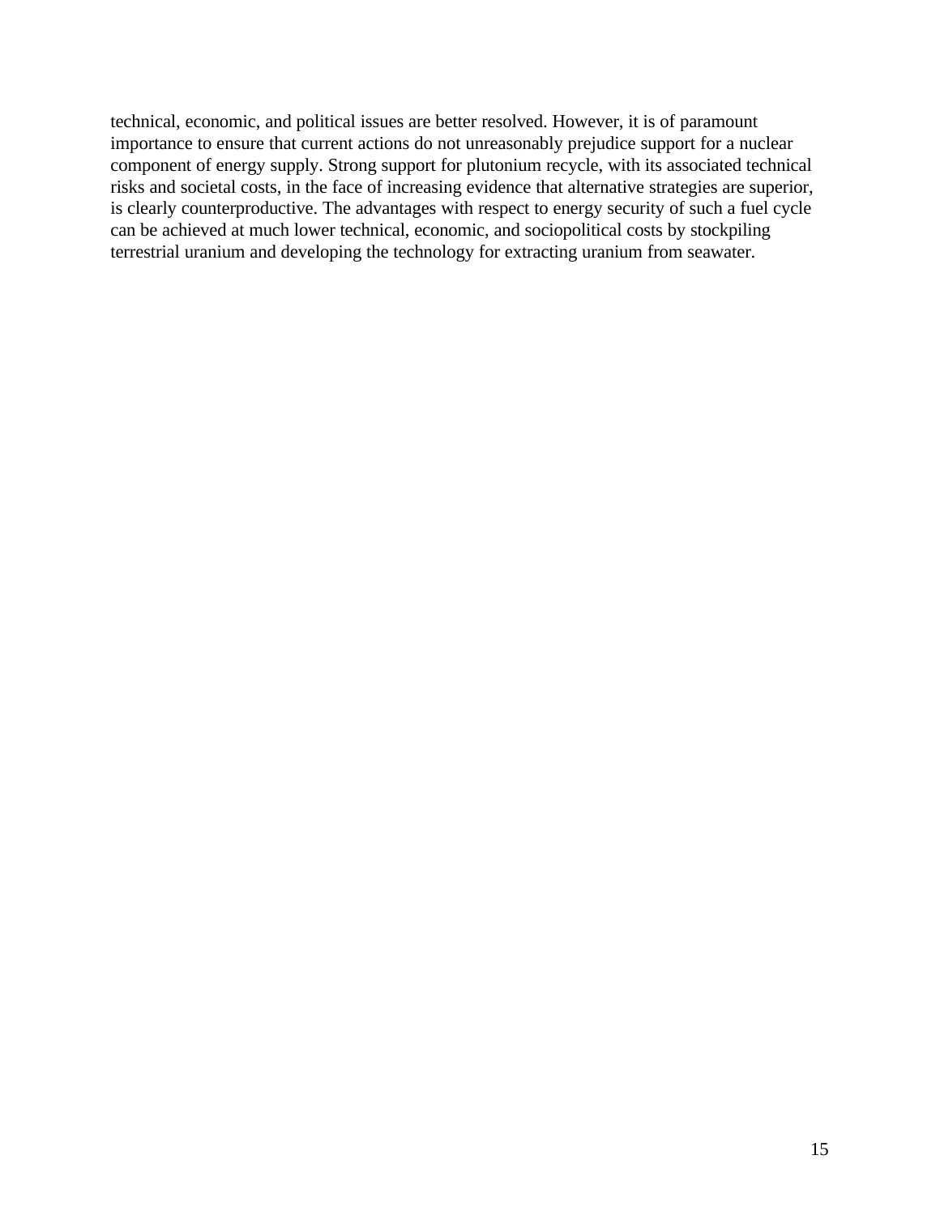technical, economic, and political issues are better resolved. However, it is of paramount importance to ensure that current actions do not unreasonably prejudice support for a nuclear component of energy supply. Strong support for plutonium recycle, with its associated technical risks and societal costs, in the face of increasing evidence that alternative strategies are superior, is clearly counterproductive. The advantages with respect to energy security of such a fuel cycle can be achieved at much lower technical, economic, and sociopolitical costs by stockpiling terrestrial uranium and developing the technology for extracting uranium from seawater.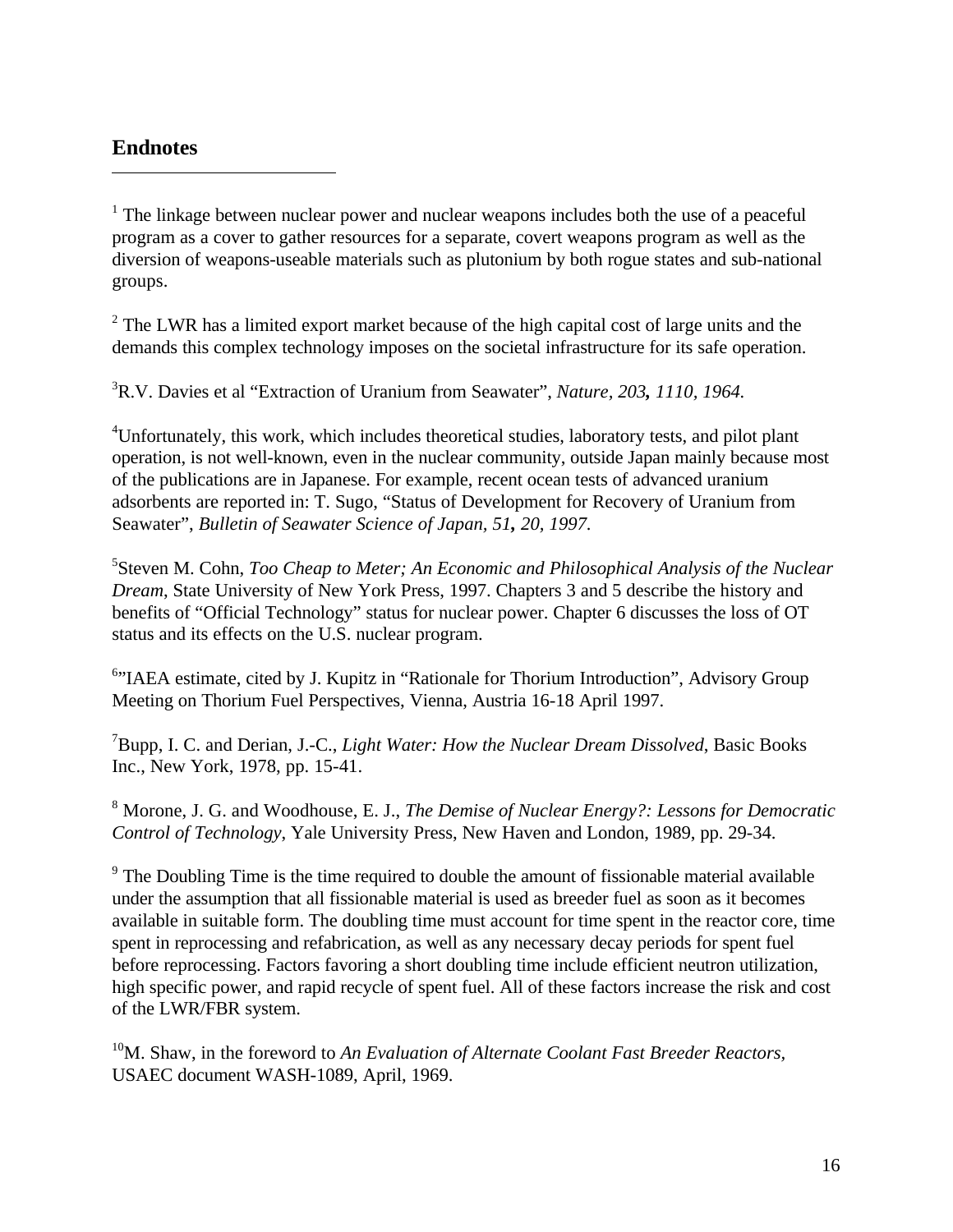## Endnotes

[1] The linkage between nuclear power and nuclear weapons includes both the use of a peaceful program as a cover to gather resources for a separate, covert weapons program as well as the diversion of weapons-useable materials such as plutonium by both rogue states and sub-national groups.

[2] The LWR has a limited export market because of the high capital cost of large units and the demands this complex technology imposes on the societal infrastructure for its safe operation.

[3]R.V. Davies et al "Extraction of Uranium from Seawater", *Nature, 203**,** 1110, 1964.*

[4]Unfortunately, this work, which includes theoretical studies, laboratory tests, and pilot plant operation, is not well-known, even in the nuclear community, outside Japan mainly because most of the publications are in Japanese. For example, recent ocean tests of advanced uranium adsorbents are reported in: T. Sugo, "Status of Development for Recovery of Uranium from Seawater", *Bulletin of Seawater Science of Japan, 51**,** 20, 1997.*

[5]Steven M. Cohn, *Too Cheap to Meter; An Economic and Philosophical Analysis of the Nuclear Dream*, State University of New York Press, 1997. Chapters 3 and 5 describe the history and benefits of "Official Technology" status for nuclear power. Chapter 6 discusses the loss of OT status and its effects on the U.S. nuclear program.

[6]"IAEA estimate, cited by J. Kupitz in "Rationale for Thorium Introduction", Advisory Group Meeting on Thorium Fuel Perspectives, Vienna, Austria 16-18 April 1997.

[7]Bupp, I. C. and Derian, J.-C., *Light Water: How the Nuclear Dream Dissolved*, Basic Books Inc., New York, 1978, pp. 15-41.

[8] Morone, J. G. and Woodhouse, E. J., *The Demise of Nuclear Energy?: Lessons for Democratic Control of Technology*, Yale University Press, New Haven and London, 1989, pp. 29-34.

[9] The Doubling Time is the time required to double the amount of fissionable material available under the assumption that all fissionable material is used as breeder fuel as soon as it becomes available in suitable form. The doubling time must account for time spent in the reactor core, time spent in reprocessing and refabrication, as well as any necessary decay periods for spent fuel before reprocessing. Factors favoring a short doubling time include efficient neutron utilization, high specific power, and rapid recycle of spent fuel. All of these factors increase the risk and cost of the LWR/FBR system.

[10]M. Shaw, in the foreword to *An Evaluation of Alternate Coolant Fast Breeder Reactors*, USAEC document WASH-1089, April, 1969.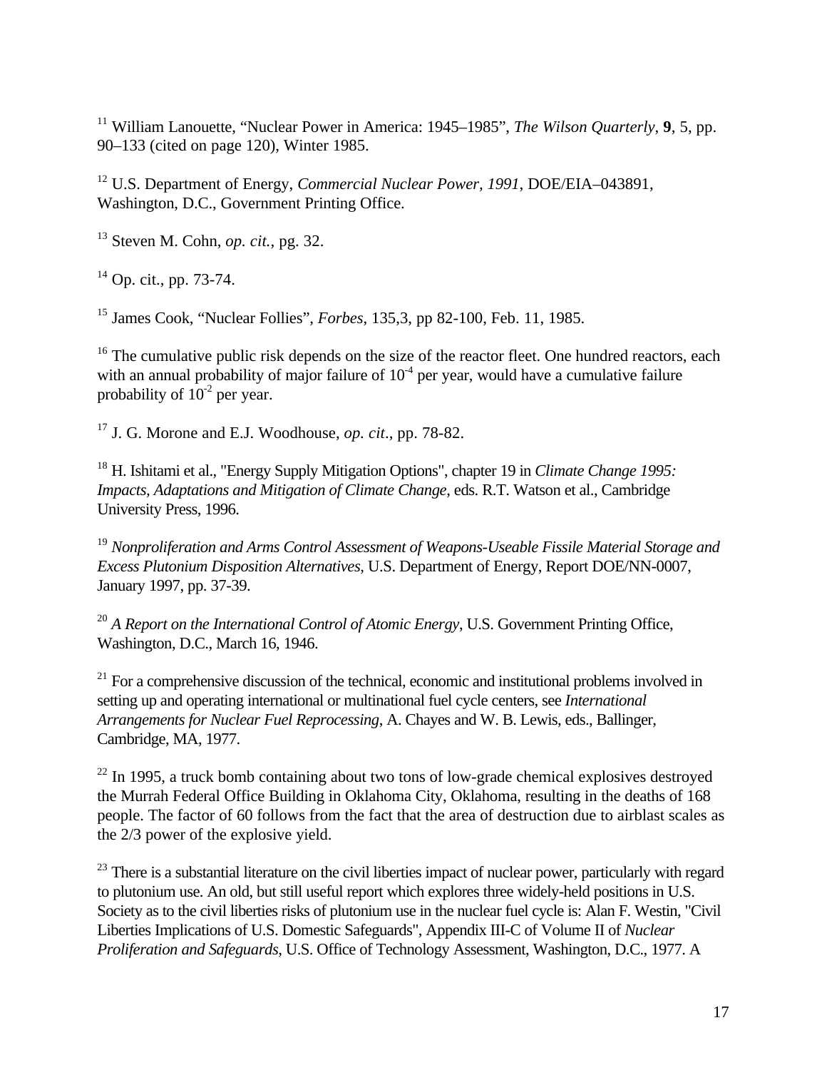[11] William Lanouette, “Nuclear Power in America: 1945–1985”, *The Wilson Quarterly*, **9**, 5, pp. 90–133 (cited on page 120), Winter 1985.

[12] U.S. Department of Energy, *Commercial Nuclear Power, 1991*, DOE/EIA–043891, Washington, D.C., Government Printing Office.

[13] Steven M. Cohn, *op. cit.*, pg. 32.

[14] Op. cit., pp. 73-74.

[15] James Cook, “Nuclear Follies”, *Forbes*, 135,3, pp 82-100, Feb. 11, 1985.

[16] The cumulative public risk depends on the size of the reactor fleet. One hundred reactors, each with an annual probability of major failure of $10^{-4}$ per year, would have a cumulative failure probability of $10^{-2}$ per year.

[17] J. G. Morone and E.J. Woodhouse, *op. cit*., pp. 78-82.

[18] H. Ishitami et al., "Energy Supply Mitigation Options", chapter 19 in *Climate Change 1995: Impacts, Adaptations and Mitigation of Climate Change*, eds. R.T. Watson et al., Cambridge University Press, 1996.

[19] *Nonproliferation and Arms Control Assessment of Weapons-Useable Fissile Material Storage and Excess Plutonium Disposition Alternatives*, U.S. Department of Energy, Report DOE/NN-0007, January 1997, pp. 37-39.

[20] *A Report on the International Control of Atomic Energy*, U.S. Government Printing Office, Washington, D.C., March 16, 1946.

[21] For a comprehensive discussion of the technical, economic and institutional problems involved in setting up and operating international or multinational fuel cycle centers, see *International Arrangements for Nuclear Fuel Reprocessing*, A. Chayes and W. B. Lewis, eds., Ballinger, Cambridge, MA, 1977.

[22] In 1995, a truck bomb containing about two tons of low-grade chemical explosives destroyed the Murrah Federal Office Building in Oklahoma City, Oklahoma, resulting in the deaths of 168 people. The factor of 60 follows from the fact that the area of destruction due to airblast scales as the 2/3 power of the explosive yield.

[23] There is a substantial literature on the civil liberties impact of nuclear power, particularly with regard to plutonium use. An old, but still useful report which explores three widely-held positions in U.S. Society as to the civil liberties risks of plutonium use in the nuclear fuel cycle is: Alan F. Westin, "Civil Liberties Implications of U.S. Domestic Safeguards", Appendix III-C of Volume II of *Nuclear Proliferation and Safeguards*, U.S. Office of Technology Assessment, Washington, D.C., 1977. A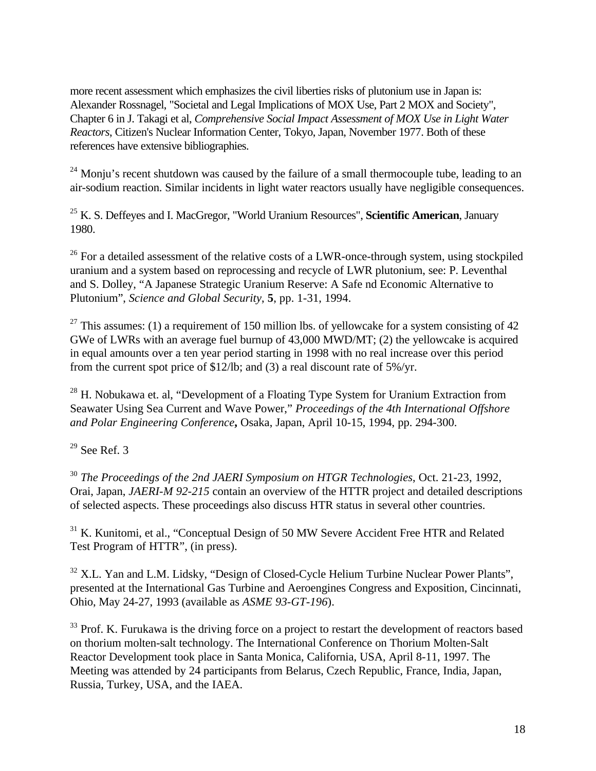more recent assessment which emphasizes the civil liberties risks of plutonium use in Japan is: Alexander Rossnagel, "Societal and Legal Implications of MOX Use, Part 2 MOX and Society", Chapter 6 in J. Takagi et al, *Comprehensive Social Impact Assessment of MOX Use in Light Water Reactors*, Citizen's Nuclear Information Center, Tokyo, Japan, November 1977. Both of these references have extensive bibliographies.

[24] Monju's recent shutdown was caused by the failure of a small thermocouple tube, leading to an air-sodium reaction. Similar incidents in light water reactors usually have negligible consequences.

[25] K. S. Deffeyes and I. MacGregor, "World Uranium Resources", **Scientific American**, January 1980.

[26] For a detailed assessment of the relative costs of a LWR-once-through system, using stockpiled uranium and a system based on reprocessing and recycle of LWR plutonium, see: P. Leventhal and S. Dolley, "A Japanese Strategic Uranium Reserve: A Safe nd Economic Alternative to Plutonium", *Science and Global Security*, **5**, pp. 1-31, 1994.

[27] This assumes: (1) a requirement of 150 million lbs. of yellowcake for a system consisting of 42 GWe of LWRs with an average fuel burnup of 43,000 MWD/MT; (2) the yellowcake is acquired in equal amounts over a ten year period starting in 1998 with no real increase over this period from the current spot price of $12/lb; and (3) a real discount rate of 5%/yr.

[28] H. Nobukawa et. al, "Development of a Floating Type System for Uranium Extraction from Seawater Using Sea Current and Wave Power," *Proceedings of the 4th International Offshore and Polar Engineering Conference***,** Osaka, Japan, April 10-15, 1994, pp. 294-300.

[29] See Ref. 3

[30] *The Proceedings of the 2nd JAERI Symposium on HTGR Technologies*, Oct. 21-23, 1992, Orai, Japan, *JAERI-M 92-215* contain an overview of the HTTR project and detailed descriptions of selected aspects. These proceedings also discuss HTR status in several other countries.

[31] K. Kunitomi, et al., "Conceptual Design of 50 MW Severe Accident Free HTR and Related Test Program of HTTR", (in press).

[32] X.L. Yan and L.M. Lidsky, "Design of Closed-Cycle Helium Turbine Nuclear Power Plants", presented at the International Gas Turbine and Aeroengines Congress and Exposition, Cincinnati, Ohio, May 24-27, 1993 (available as *ASME 93-GT-196*).

[33] Prof. K. Furukawa is the driving force on a project to restart the development of reactors based on thorium molten-salt technology. The International Conference on Thorium Molten-Salt Reactor Development took place in Santa Monica, California, USA, April 8-11, 1997. The Meeting was attended by 24 participants from Belarus, Czech Republic, France, India, Japan, Russia, Turkey, USA, and the IAEA.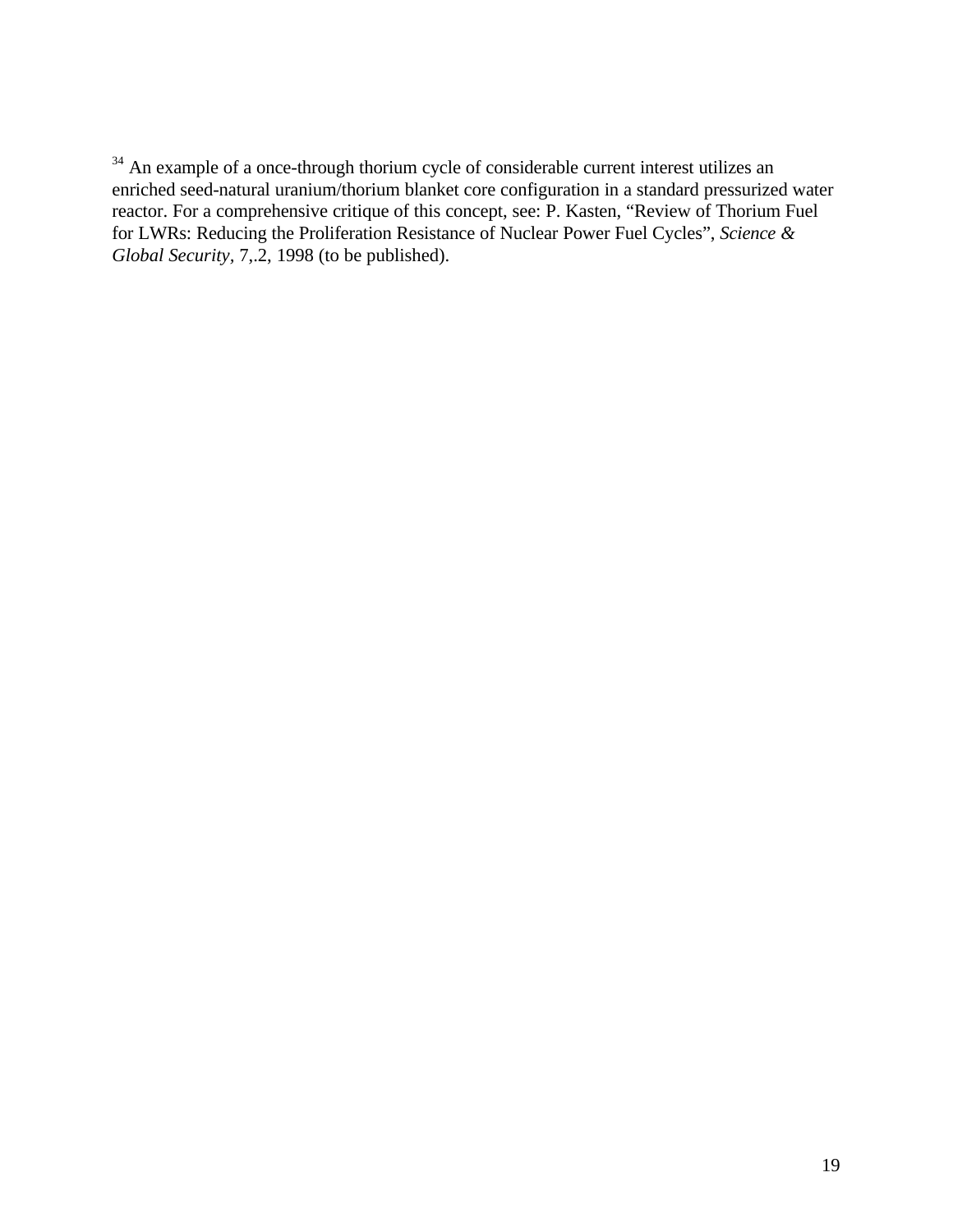[34] An example of a once-through thorium cycle of considerable current interest utilizes an enriched seed-natural uranium/thorium blanket core configuration in a standard pressurized water reactor. For a comprehensive critique of this concept, see: P. Kasten, "Review of Thorium Fuel for LWRs: Reducing the Proliferation Resistance of Nuclear Power Fuel Cycles", *Science & Global Security*, 7,.2, 1998 (to be published).